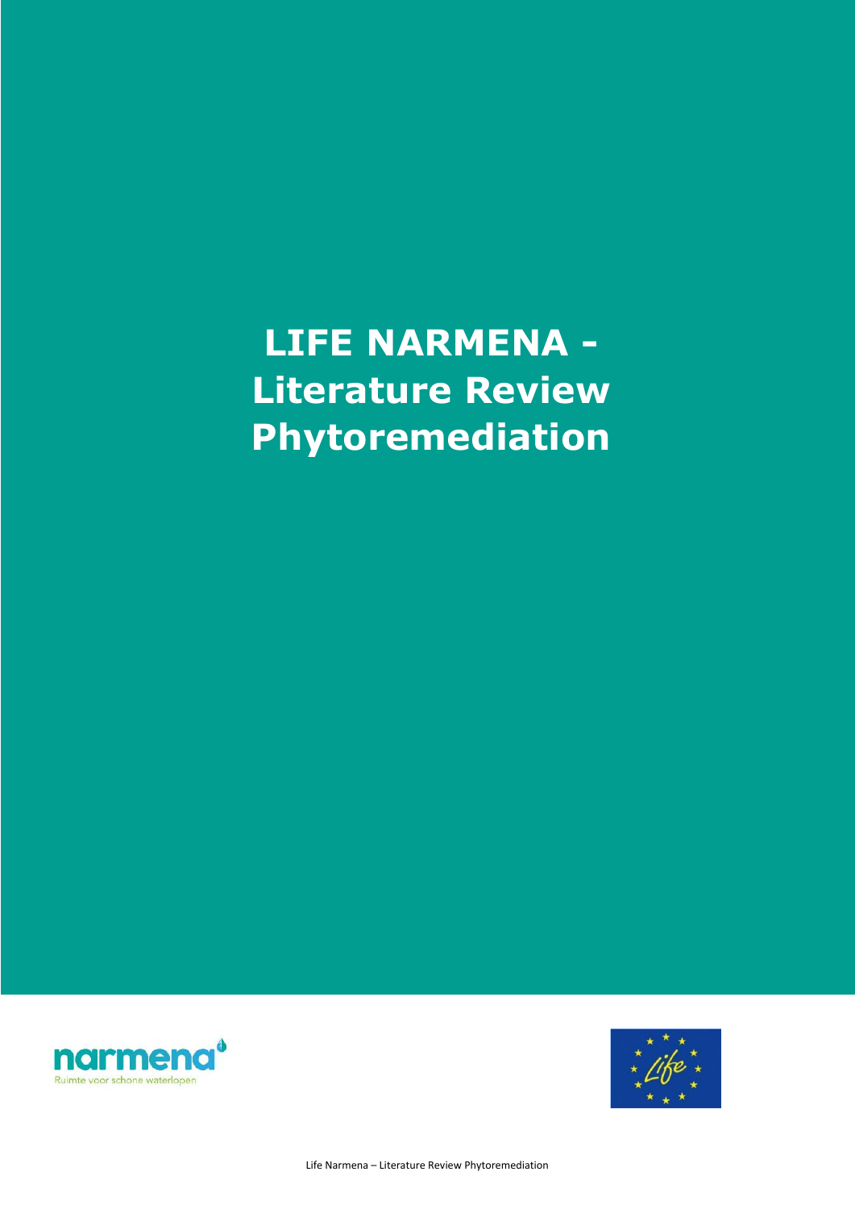# LIFE NARMENA - Literature Review Phytoremediation

narmena
Ruimte voor schone waterlopen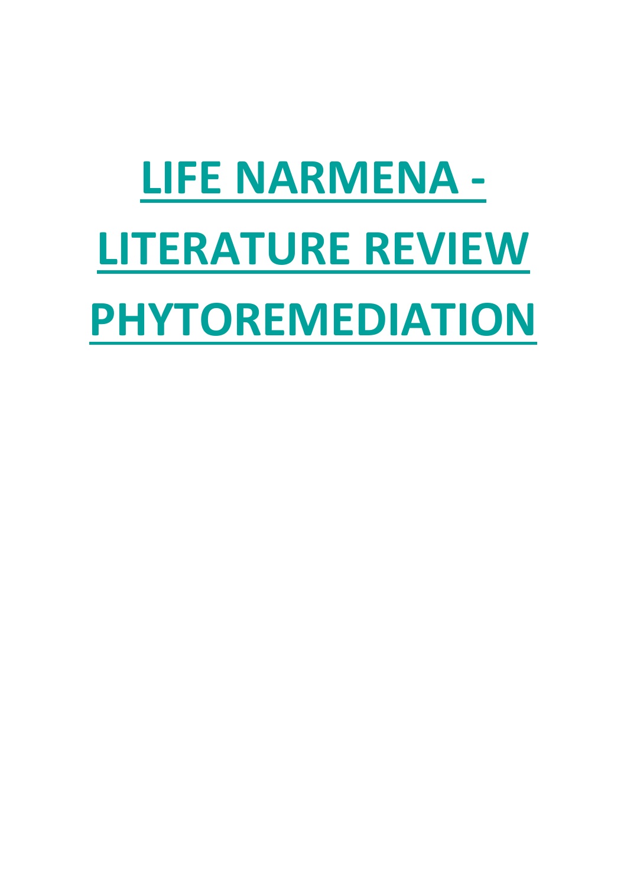# LIFE NARMENA - LITERATURE REVIEW PHYTOREMEDIATION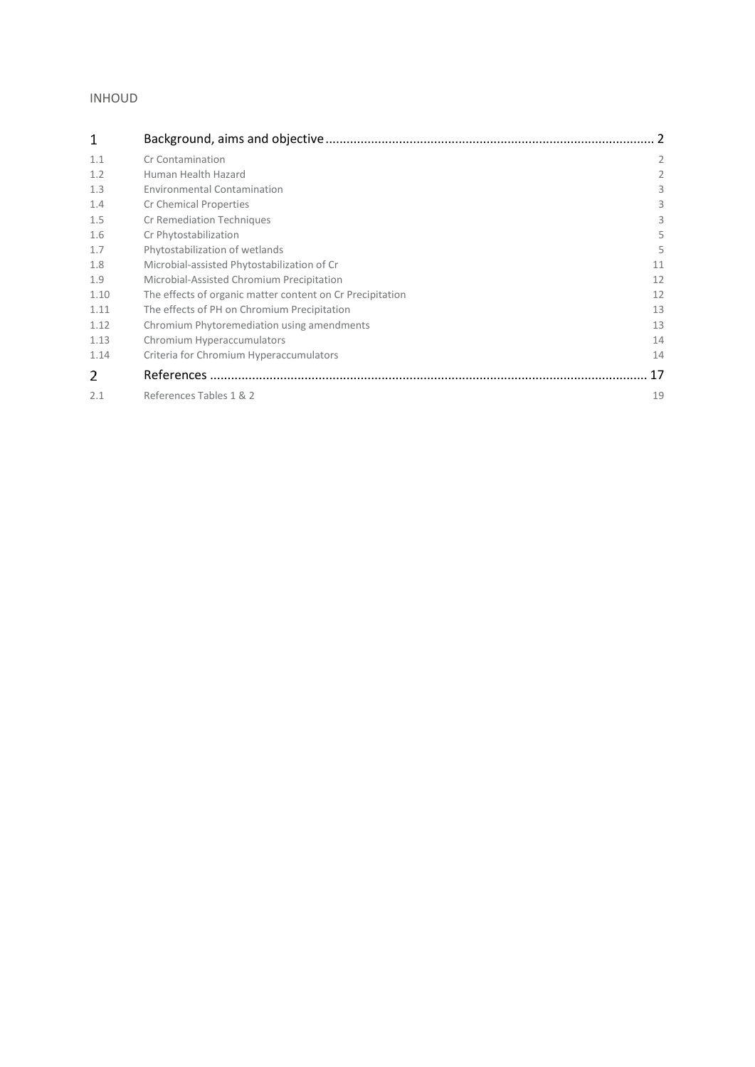INHOUD

| | | |
|---|---|---|
| 1 | Background, aims and objective | 2 |
| 1.1 | Cr Contamination | 2 |
| 1.2 | Human Health Hazard | 2 |
| 1.3 | Environmental Contamination | 3 |
| 1.4 | Cr Chemical Properties | 3 |
| 1.5 | Cr Remediation Techniques | 3 |
| 1.6 | Cr Phytostabilization | 5 |
| 1.7 | Phytostabilization of wetlands | 5 |
| 1.8 | Microbial-assisted Phytostabilization of Cr | 11 |
| 1.9 | Microbial-Assisted Chromium Precipitation | 12 |
| 1.10 | The effects of organic matter content on Cr Precipitation | 12 |
| 1.11 | The effects of PH on Chromium Precipitation | 13 |
| 1.12 | Chromium Phytoremediation using amendments | 13 |
| 1.13 | Chromium Hyperaccumulators | 14 |
| 1.14 | Criteria for Chromium Hyperaccumulators | 14 |
| 2 | References | 17 |
| 2.1 | References Tables 1 & 2 | 19 |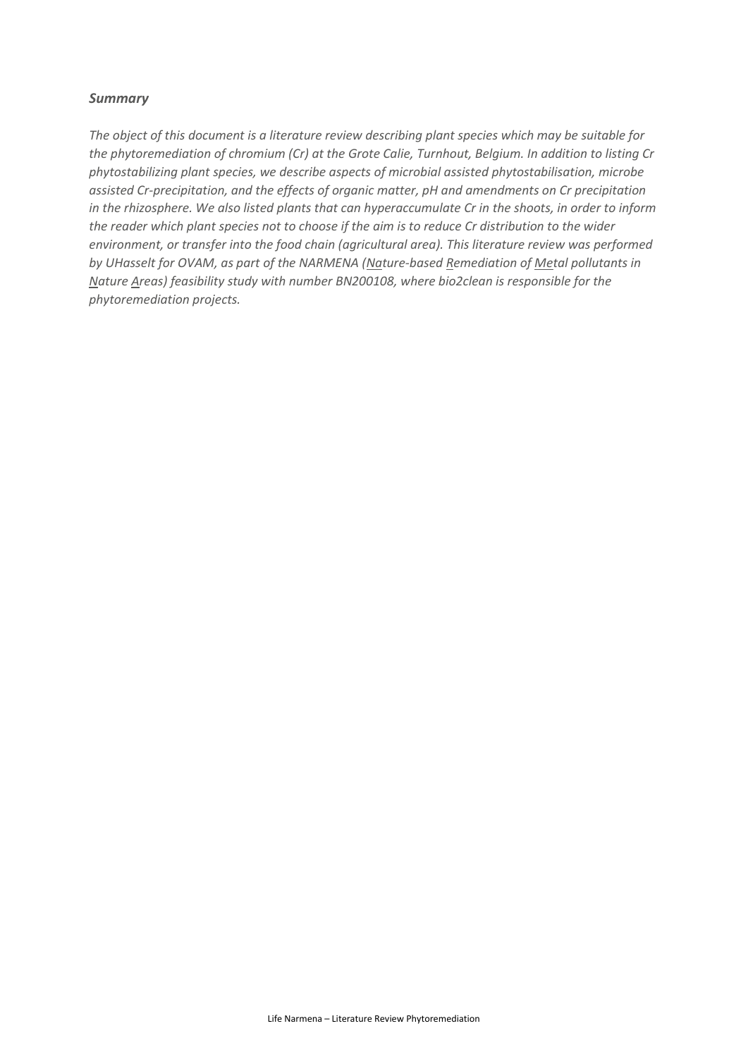### *Summary*

*The object of this document is a literature review describing plant species which may be suitable for the phytoremediation of chromium (Cr) at the Grote Calie, Turnhout, Belgium. In addition to listing Cr phytostabilizing plant species, we describe aspects of microbial assisted phytostabilisation, microbe assisted Cr-precipitation, and the effects of organic matter, pH and amendments on Cr precipitation in the rhizosphere. We also listed plants that can hyperaccumulate Cr in the shoots, in order to inform the reader which plant species not to choose if the aim is to reduce Cr distribution to the wider environment, or transfer into the food chain (agricultural area). This literature review was performed by UHasselt for OVAM, as part of the NARMENA (Nature-based Remediation of Metal pollutants in Nature Areas) feasibility study with number BN200108, where bio2clean is responsible for the phytoremediation projects.*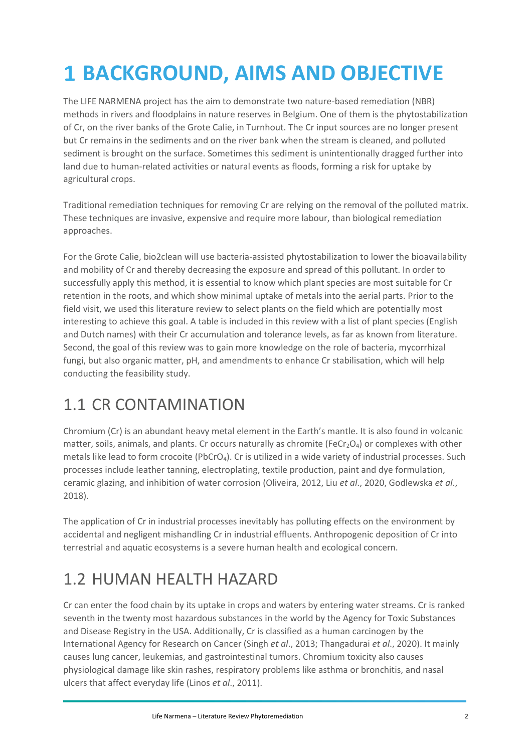# 1 BACKGROUND, AIMS AND OBJECTIVE

The LIFE NARMENA project has the aim to demonstrate two nature-based remediation (NBR) methods in rivers and floodplains in nature reserves in Belgium. One of them is the phytostabilization of Cr, on the river banks of the Grote Calie, in Turnhout. The Cr input sources are no longer present but Cr remains in the sediments and on the river bank when the stream is cleaned, and polluted sediment is brought on the surface. Sometimes this sediment is unintentionally dragged further into land due to human-related activities or natural events as floods, forming a risk for uptake by agricultural crops.

Traditional remediation techniques for removing Cr are relying on the removal of the polluted matrix. These techniques are invasive, expensive and require more labour, than biological remediation approaches.

For the Grote Calie, bio2clean will use bacteria-assisted phytostabilization to lower the bioavailability and mobility of Cr and thereby decreasing the exposure and spread of this pollutant. In order to successfully apply this method, it is essential to know which plant species are most suitable for Cr retention in the roots, and which show minimal uptake of metals into the aerial parts. Prior to the field visit, we used this literature review to select plants on the field which are potentially most interesting to achieve this goal. A table is included in this review with a list of plant species (English and Dutch names) with their Cr accumulation and tolerance levels, as far as known from literature. Second, the goal of this review was to gain more knowledge on the role of bacteria, mycorrhizal fungi, but also organic matter, pH, and amendments to enhance Cr stabilisation, which will help conducting the feasibility study.

## 1.1 CR CONTAMINATION

Chromium (Cr) is an abundant heavy metal element in the Earth's mantle. It is also found in volcanic matter, soils, animals, and plants. Cr occurs naturally as chromite ($FeCr_2O_4$) or complexes with other metals like lead to form crocoite ($PbCrO_4$). Cr is utilized in a wide variety of industrial processes. Such processes include leather tanning, electroplating, textile production, paint and dye formulation, ceramic glazing, and inhibition of water corrosion (Oliveira, 2012, Liu *et al*., 2020, Godlewska *et al*., 2018).

The application of Cr in industrial processes inevitably has polluting effects on the environment by accidental and negligent mishandling Cr in industrial effluents. Anthropogenic deposition of Cr into terrestrial and aquatic ecosystems is a severe human health and ecological concern.

## 1.2 HUMAN HEALTH HAZARD

Cr can enter the food chain by its uptake in crops and waters by entering water streams. Cr is ranked seventh in the twenty most hazardous substances in the world by the Agency for Toxic Substances and Disease Registry in the USA. Additionally, Cr is classified as a human carcinogen by the International Agency for Research on Cancer (Singh *et al*., 2013; Thangadurai *et al*., 2020). It mainly causes lung cancer, leukemias, and gastrointestinal tumors. Chromium toxicity also causes physiological damage like skin rashes, respiratory problems like asthma or bronchitis, and nasal ulcers that affect everyday life (Linos *et al*., 2011).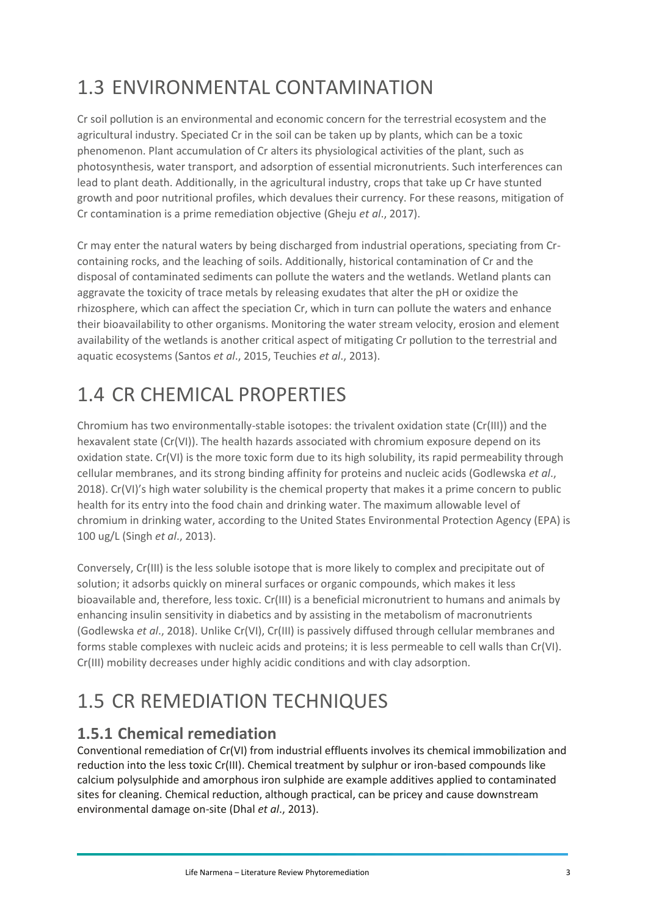# 1.3 ENVIRONMENTAL CONTAMINATION

Cr soil pollution is an environmental and economic concern for the terrestrial ecosystem and the agricultural industry. Speciated Cr in the soil can be taken up by plants, which can be a toxic phenomenon. Plant accumulation of Cr alters its physiological activities of the plant, such as photosynthesis, water transport, and adsorption of essential micronutrients. Such interferences can lead to plant death. Additionally, in the agricultural industry, crops that take up Cr have stunted growth and poor nutritional profiles, which devalues their currency. For these reasons, mitigation of Cr contamination is a prime remediation objective (Gheju *et al*., 2017).

Cr may enter the natural waters by being discharged from industrial operations, speciating from Cr-containing rocks, and the leaching of soils. Additionally, historical contamination of Cr and the disposal of contaminated sediments can pollute the waters and the wetlands. Wetland plants can aggravate the toxicity of trace metals by releasing exudates that alter the pH or oxidize the rhizosphere, which can affect the speciation Cr, which in turn can pollute the waters and enhance their bioavailability to other organisms. Monitoring the water stream velocity, erosion and element availability of the wetlands is another critical aspect of mitigating Cr pollution to the terrestrial and aquatic ecosystems (Santos *et al*., 2015, Teuchies *et al*., 2013).

# 1.4 CR CHEMICAL PROPERTIES

Chromium has two environmentally-stable isotopes: the trivalent oxidation state (Cr(III)) and the hexavalent state (Cr(VI)). The health hazards associated with chromium exposure depend on its oxidation state. Cr(VI) is the more toxic form due to its high solubility, its rapid permeability through cellular membranes, and its strong binding affinity for proteins and nucleic acids (Godlewska *et al*., 2018). Cr(VI)'s high water solubility is the chemical property that makes it a prime concern to public health for its entry into the food chain and drinking water. The maximum allowable level of chromium in drinking water, according to the United States Environmental Protection Agency (EPA) is 100 ug/L (Singh *et al*., 2013).

Conversely, Cr(III) is the less soluble isotope that is more likely to complex and precipitate out of solution; it adsorbs quickly on mineral surfaces or organic compounds, which makes it less bioavailable and, therefore, less toxic. Cr(III) is a beneficial micronutrient to humans and animals by enhancing insulin sensitivity in diabetics and by assisting in the metabolism of macronutrients (Godlewska *et al*., 2018). Unlike Cr(VI), Cr(III) is passively diffused through cellular membranes and forms stable complexes with nucleic acids and proteins; it is less permeable to cell walls than Cr(VI). Cr(III) mobility decreases under highly acidic conditions and with clay adsorption.

# 1.5 CR REMEDIATION TECHNIQUES

## 1.5.1 Chemical remediation

Conventional remediation of Cr(VI) from industrial effluents involves its chemical immobilization and reduction into the less toxic Cr(III). Chemical treatment by sulphur or iron-based compounds like calcium polysulphide and amorphous iron sulphide are example additives applied to contaminated sites for cleaning. Chemical reduction, although practical, can be pricey and cause downstream environmental damage on-site (Dhal *et al*., 2013).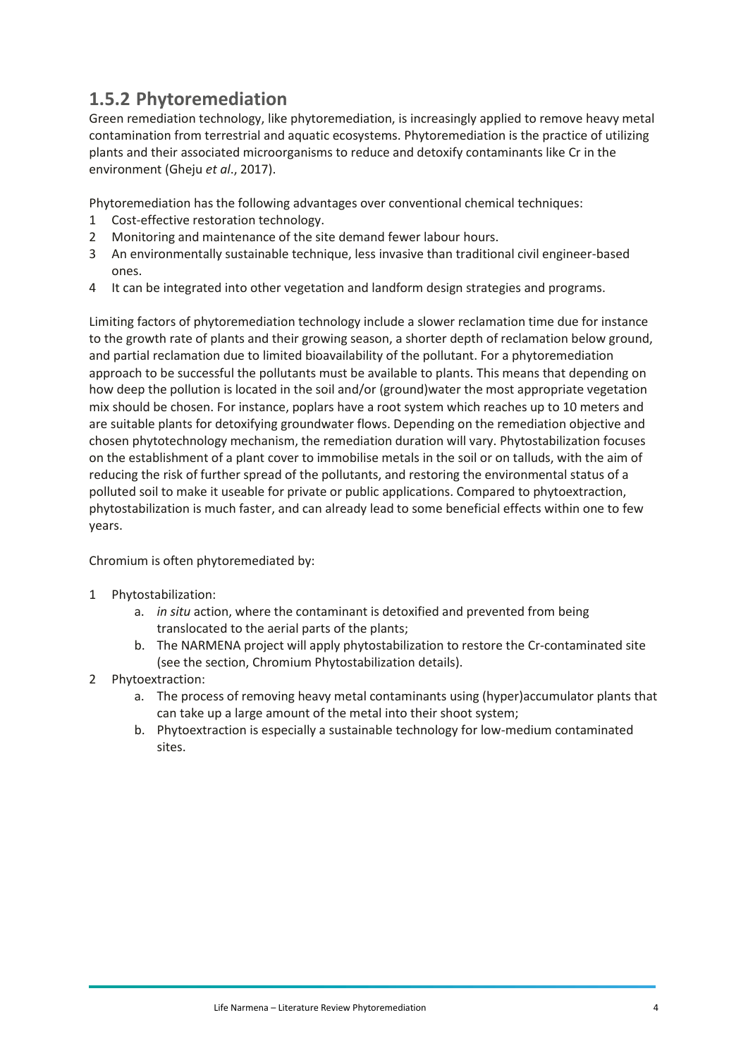### 1.5.2 Phytoremediation

Green remediation technology, like phytoremediation, is increasingly applied to remove heavy metal contamination from terrestrial and aquatic ecosystems. Phytoremediation is the practice of utilizing plants and their associated microorganisms to reduce and detoxify contaminants like Cr in the environment (Gheju *et al*., 2017).

Phytoremediation has the following advantages over conventional chemical techniques:

1. Cost-effective restoration technology.
2. Monitoring and maintenance of the site demand fewer labour hours.
3. An environmentally sustainable technique, less invasive than traditional civil engineer-based ones.
4. It can be integrated into other vegetation and landform design strategies and programs.

Limiting factors of phytoremediation technology include a slower reclamation time due for instance to the growth rate of plants and their growing season, a shorter depth of reclamation below ground, and partial reclamation due to limited bioavailability of the pollutant. For a phytoremediation approach to be successful the pollutants must be available to plants. This means that depending on how deep the pollution is located in the soil and/or (ground)water the most appropriate vegetation mix should be chosen. For instance, poplars have a root system which reaches up to 10 meters and are suitable plants for detoxifying groundwater flows. Depending on the remediation objective and chosen phytotechnology mechanism, the remediation duration will vary. Phytostabilization focuses on the establishment of a plant cover to immobilise metals in the soil or on talluds, with the aim of reducing the risk of further spread of the pollutants, and restoring the environmental status of a polluted soil to make it useable for private or public applications. Compared to phytoextraction, phytostabilization is much faster, and can already lead to some beneficial effects within one to few years.

Chromium is often phytoremediated by:

1. Phytostabilization:
   a. *in situ* action, where the contaminant is detoxified and prevented from being translocated to the aerial parts of the plants;
   b. The NARMENA project will apply phytostabilization to restore the Cr-contaminated site (see the section, Chromium Phytostabilization details).
2. Phytoextraction:
   a. The process of removing heavy metal contaminants using (hyper)accumulator plants that can take up a large amount of the metal into their shoot system;
   b. Phytoextraction is especially a sustainable technology for low-medium contaminated sites.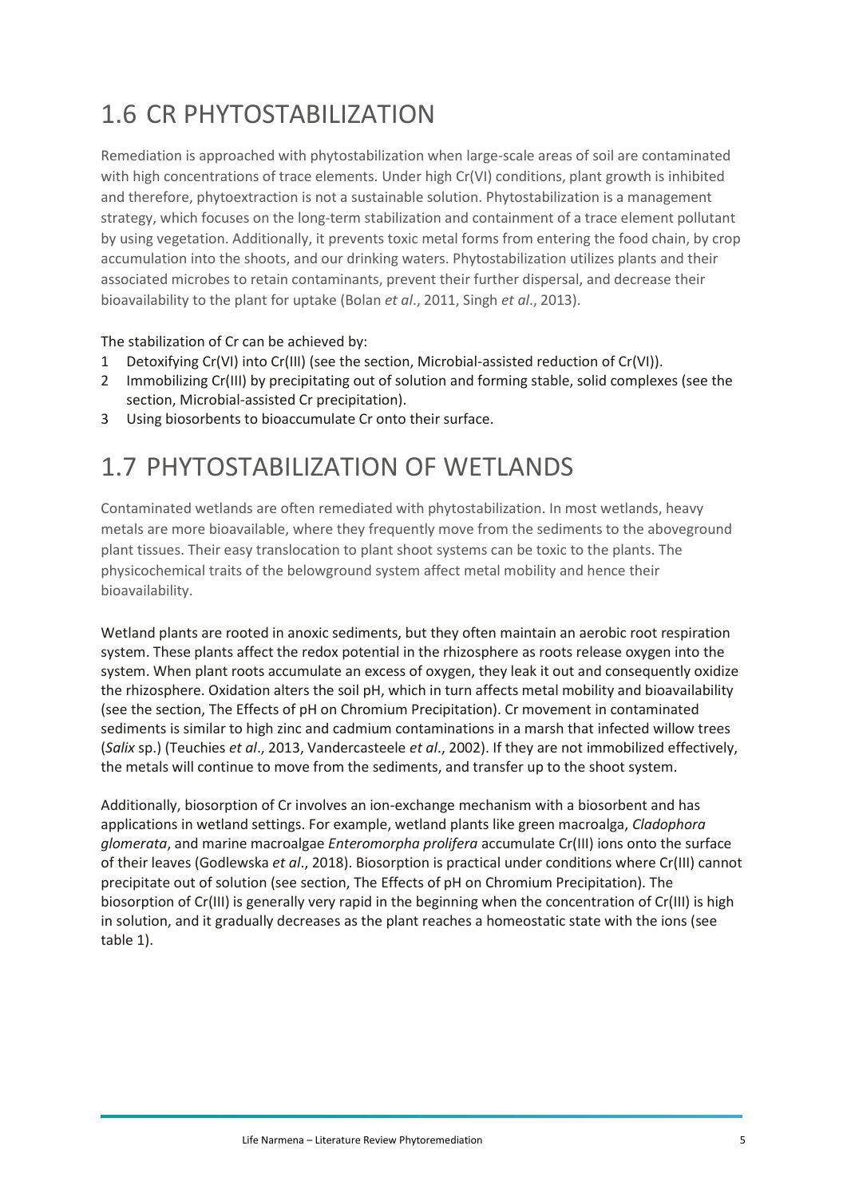# 1.6 CR PHYTOSTABILIZATION

Remediation is approached with phytostabilization when large-scale areas of soil are contaminated with high concentrations of trace elements. Under high Cr(VI) conditions, plant growth is inhibited and therefore, phytoextraction is not a sustainable solution. Phytostabilization is a management strategy, which focuses on the long-term stabilization and containment of a trace element pollutant by using vegetation. Additionally, it prevents toxic metal forms from entering the food chain, by crop accumulation into the shoots, and our drinking waters. Phytostabilization utilizes plants and their associated microbes to retain contaminants, prevent their further dispersal, and decrease their bioavailability to the plant for uptake (Bolan *et al*., 2011, Singh *et al*., 2013).

The stabilization of Cr can be achieved by:

1. Detoxifying Cr(VI) into Cr(III) (see the section, Microbial-assisted reduction of Cr(VI)).
2. Immobilizing Cr(III) by precipitating out of solution and forming stable, solid complexes (see the section, Microbial-assisted Cr precipitation).
3. Using biosorbents to bioaccumulate Cr onto their surface.

# 1.7 PHYTOSTABILIZATION OF WETLANDS

Contaminated wetlands are often remediated with phytostabilization. In most wetlands, heavy metals are more bioavailable, where they frequently move from the sediments to the aboveground plant tissues. Their easy translocation to plant shoot systems can be toxic to the plants. The physicochemical traits of the belowground system affect metal mobility and hence their bioavailability.

Wetland plants are rooted in anoxic sediments, but they often maintain an aerobic root respiration system. These plants affect the redox potential in the rhizosphere as roots release oxygen into the system. When plant roots accumulate an excess of oxygen, they leak it out and consequently oxidize the rhizosphere. Oxidation alters the soil pH, which in turn affects metal mobility and bioavailability (see the section, The Effects of pH on Chromium Precipitation). Cr movement in contaminated sediments is similar to high zinc and cadmium contaminations in a marsh that infected willow trees (*Salix* sp.) (Teuchies *et al*., 2013, Vandercasteele *et al*., 2002). If they are not immobilized effectively, the metals will continue to move from the sediments, and transfer up to the shoot system.

Additionally, biosorption of Cr involves an ion-exchange mechanism with a biosorbent and has applications in wetland settings. For example, wetland plants like green macroalga, *Cladophora glomerata*, and marine macroalgae *Enteromorpha prolifera* accumulate Cr(III) ions onto the surface of their leaves (Godlewska *et al*., 2018). Biosorption is practical under conditions where Cr(III) cannot precipitate out of solution (see section, The Effects of pH on Chromium Precipitation). The biosorption of Cr(III) is generally very rapid in the beginning when the concentration of Cr(III) is high in solution, and it gradually decreases as the plant reaches a homeostatic state with the ions (see table 1).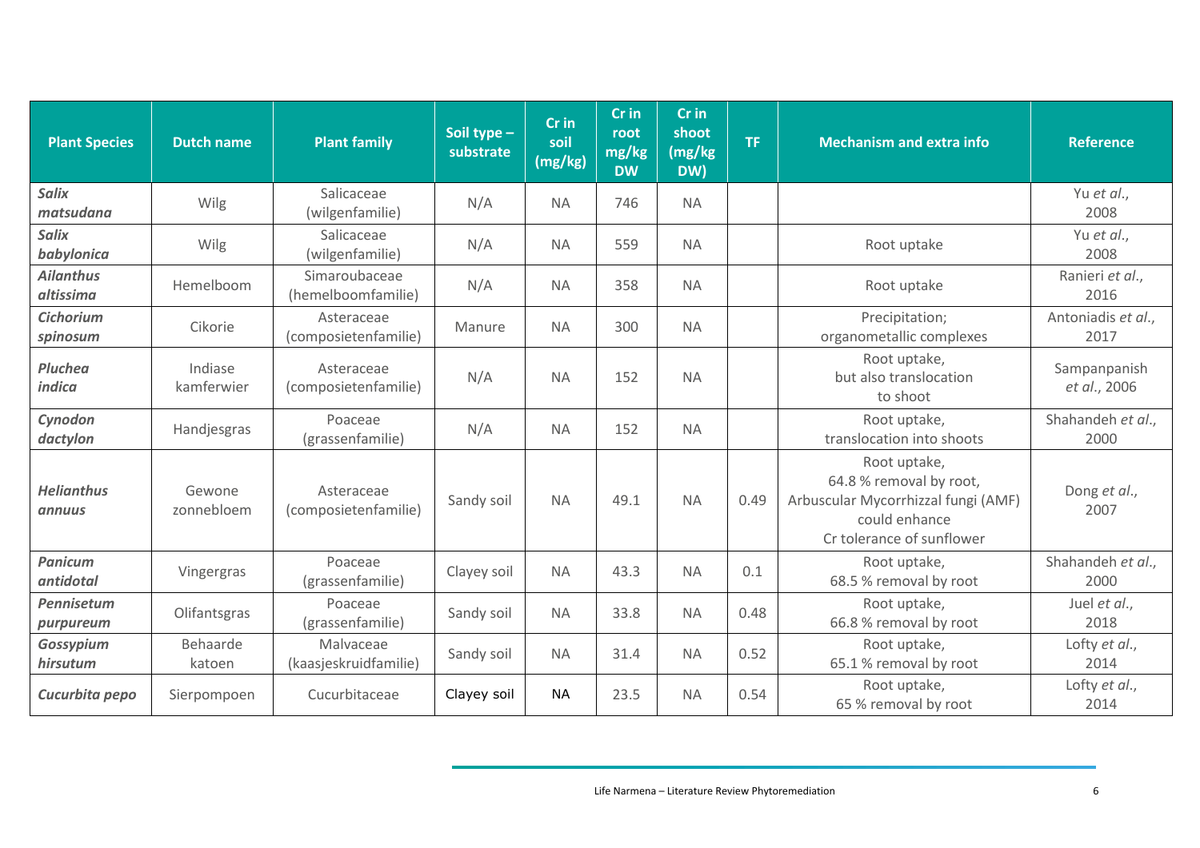| Plant Species | Dutch name | Plant family | Soil type – substrate | Cr in soil (mg/kg) | Cr in root mg/kg DW | Cr in shoot (mg/kg DW) | TF | Mechanism and extra info | Reference |
|---|---|---|---|---|---|---|---|---|---|
| ***Salix matsudana*** | Wilg | Salicaceae (wilgenfamilie) | N/A | NA | 746 | NA | | | Yu *et al.*, 2008 |
| ***Salix babylonica*** | Wilg | Salicaceae (wilgenfamilie) | N/A | NA | 559 | NA | | Root uptake | Yu *et al.*, 2008 |
| ***Ailanthus altissima*** | Hemelboom | Simaroubaceae (hemelboomfamilie) | N/A | NA | 358 | NA | | Root uptake | Ranieri *et al.*, 2016 |
| ***Cichorium spinosum*** | Cikorie | Asteraceae (composietenfamilie) | Manure | NA | 300 | NA | | Precipitation; organometallic complexes | Antoniadis *et al.*, 2017 |
| ***Pluchea indica*** | Indiase kamferwier | Asteraceae (composietenfamilie) | N/A | NA | 152 | NA | | Root uptake, but also translocation to shoot | Sampanpanish *et al.*, 2006 |
| ***Cynodon dactylon*** | Handjesgras | Poaceae (grassenfamilie) | N/A | NA | 152 | NA | | Root uptake, translocation into shoots | Shahandeh *et al.*, 2000 |
| ***Helianthus annuus*** | Gewone zonnebloem | Asteraceae (composietenfamilie) | Sandy soil | NA | 49.1 | NA | 0.49 | Root uptake, 64.8 % removal by root, Arbuscular Mycorrhizzal fungi (AMF) could enhance Cr tolerance of sunflower | Dong *et al.*, 2007 |
| ***Panicum antidotal*** | Vingergras | Poaceae (grassenfamilie) | Clayey soil | NA | 43.3 | NA | 0.1 | Root uptake, 68.5 % removal by root | Shahandeh *et al.*, 2000 |
| ***Pennisetum purpureum*** | Olifantsgras | Poaceae (grassenfamilie) | Sandy soil | NA | 33.8 | NA | 0.48 | Root uptake, 66.8 % removal by root | Juel *et al.*, 2018 |
| ***Gossypium hirsutum*** | Behaarde katoen | Malvaceae (kaasjeskruidfamilie) | Sandy soil | NA | 31.4 | NA | 0.52 | Root uptake, 65.1 % removal by root | Lofty *et al.*, 2014 |
| ***Cucurbita pepo*** | Sierpompoen | Cucurbitaceae | Clayey soil | NA | 23.5 | NA | 0.54 | Root uptake, 65 % removal by root | Lofty *et al.*, 2014 |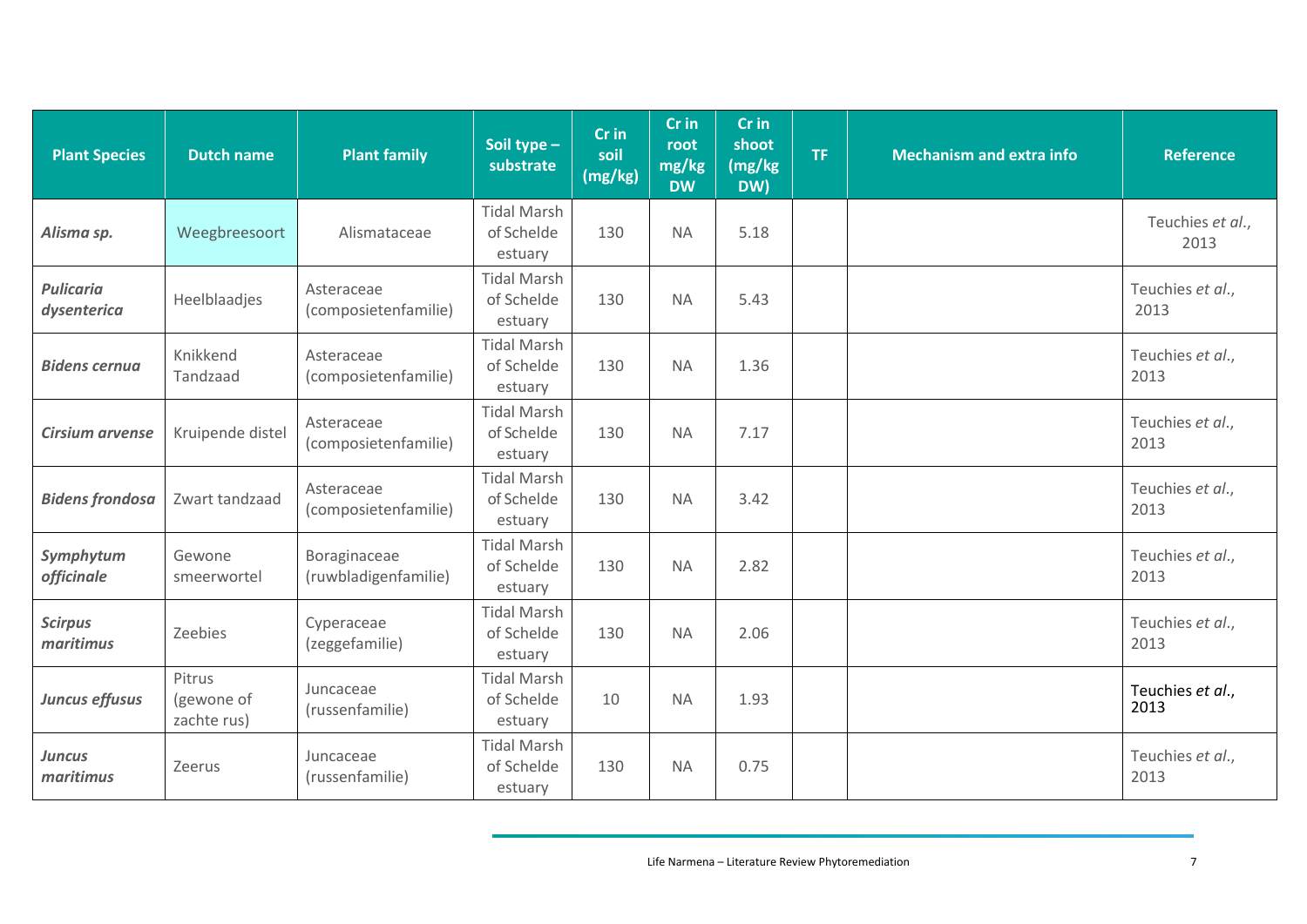| Plant Species | Dutch name | Plant family | Soil type – substrate | Cr in soil (mg/kg) | Cr in root mg/kg DW | Cr in shoot (mg/kg DW) | TF | Mechanism and extra info | Reference |
|---|---|---|---|---|---|---|---|---|---|
| ***Alisma sp.*** | Weegbreesoort | Alismataceae | Tidal Marsh of Schelde estuary | 130 | NA | 5.18 | | | Teuchies *et al.*, 2013 |
| ***Pulicaria dysenterica*** | Heelblaadjes | Asteraceae (composietenfamilie) | Tidal Marsh of Schelde estuary | 130 | NA | 5.43 | | | Teuchies *et al.*, 2013 |
| ***Bidens cernua*** | Knikkend Tandzaad | Asteraceae (composietenfamilie) | Tidal Marsh of Schelde estuary | 130 | NA | 1.36 | | | Teuchies *et al.*, 2013 |
| ***Cirsium arvense*** | Kruipende distel | Asteraceae (composietenfamilie) | Tidal Marsh of Schelde estuary | 130 | NA | 7.17 | | | Teuchies *et al.*, 2013 |
| ***Bidens frondosa*** | Zwart tandzaad | Asteraceae (composietenfamilie) | Tidal Marsh of Schelde estuary | 130 | NA | 3.42 | | | Teuchies *et al.*, 2013 |
| ***Symphytum officinale*** | Gewone smeerwortel | Boraginaceae (ruwbladigenfamilie) | Tidal Marsh of Schelde estuary | 130 | NA | 2.82 | | | Teuchies *et al.*, 2013 |
| ***Scirpus maritimus*** | Zeebies | Cyperaceae (zeggefamilie) | Tidal Marsh of Schelde estuary | 130 | NA | 2.06 | | | Teuchies *et al.*, 2013 |
| ***Juncus effusus*** | Pitrus (gewone of zachte rus) | Juncaceae (russenfamilie) | Tidal Marsh of Schelde estuary | 10 | NA | 1.93 | | | Teuchies *et al.*, 2013 |
| ***Juncus maritimus*** | Zeerus | Juncaceae (russenfamilie) | Tidal Marsh of Schelde estuary | 130 | NA | 0.75 | | | Teuchies *et al.*, 2013 |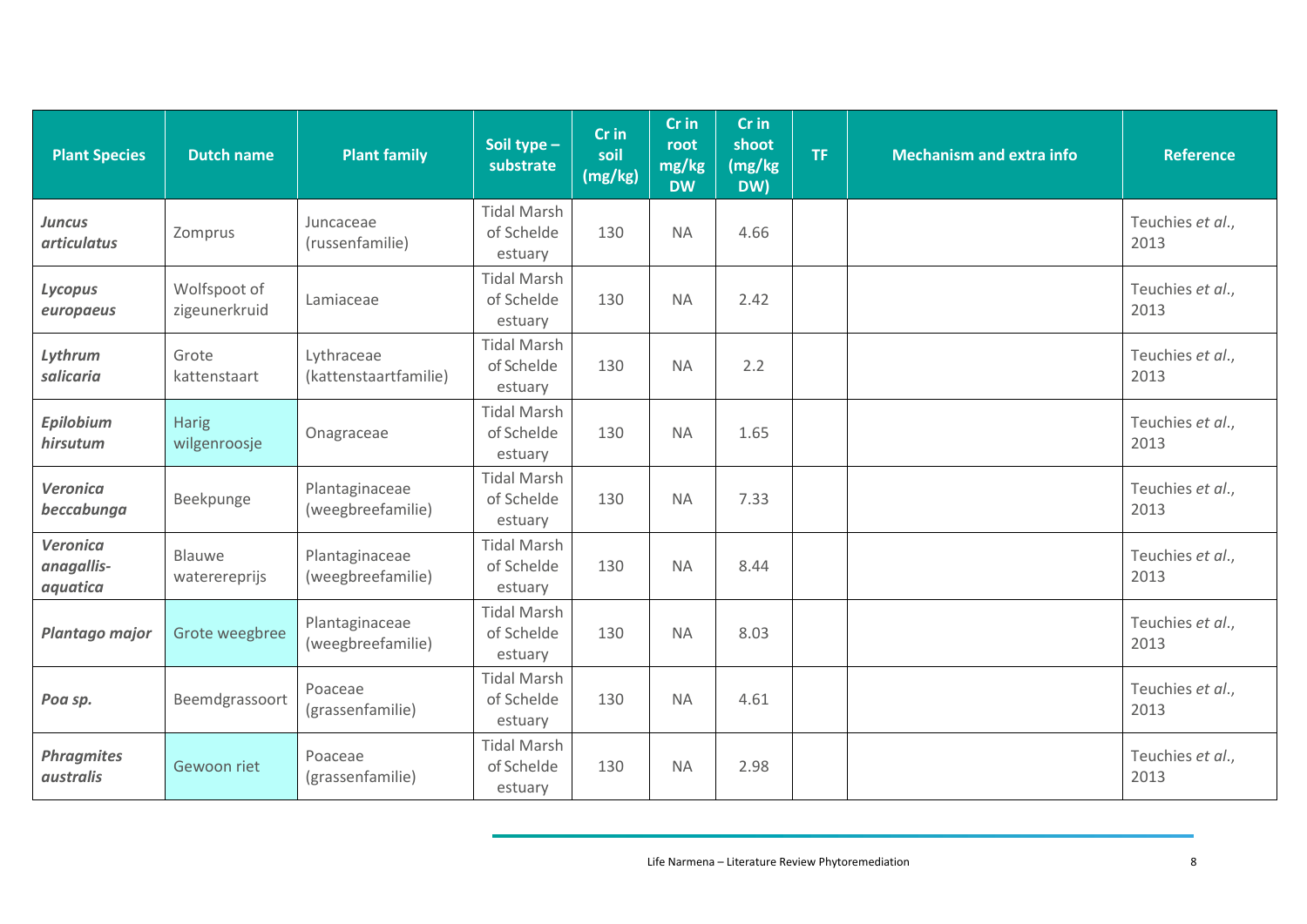| Plant Species | Dutch name | Plant family | Soil type – substrate | Cr in soil (mg/kg) | Cr in root mg/kg DW | Cr in shoot (mg/kg DW) | TF | Mechanism and extra info | Reference |
|---|---|---|---|---|---|---|---|---|---|
| ***Juncus articulatus*** | Zomprus | Juncaceae (russenfamilie) | Tidal Marsh of Schelde estuary | 130 | NA | 4.66 | | | Teuchies *et al.*, 2013 |
| ***Lycopus europaeus*** | Wolfspoot of zigeunerkruid | Lamiaceae | Tidal Marsh of Schelde estuary | 130 | NA | 2.42 | | | Teuchies *et al.*, 2013 |
| ***Lythrum salicaria*** | Grote kattenstaart | Lythraceae (kattenstaartfamilie) | Tidal Marsh of Schelde estuary | 130 | NA | 2.2 | | | Teuchies *et al.*, 2013 |
| ***Epilobium hirsutum*** | Harig wilgenroosje | Onagraceae | Tidal Marsh of Schelde estuary | 130 | NA | 1.65 | | | Teuchies *et al.*, 2013 |
| ***Veronica beccabunga*** | Beekpunge | Plantaginaceae (weegbreefamilie) | Tidal Marsh of Schelde estuary | 130 | NA | 7.33 | | | Teuchies *et al.*, 2013 |
| ***Veronica anagallis-aquatica*** | Blauwe waterereprijs | Plantaginaceae (weegbreefamilie) | Tidal Marsh of Schelde estuary | 130 | NA | 8.44 | | | Teuchies *et al.*, 2013 |
| ***Plantago major*** | Grote weegbree | Plantaginaceae (weegbreefamilie) | Tidal Marsh of Schelde estuary | 130 | NA | 8.03 | | | Teuchies *et al.*, 2013 |
| ***Poa sp.*** | Beemdgrassoort | Poaceae (grassenfamilie) | Tidal Marsh of Schelde estuary | 130 | NA | 4.61 | | | Teuchies *et al.*, 2013 |
| ***Phragmites australis*** | Gewoon riet | Poaceae (grassenfamilie) | Tidal Marsh of Schelde estuary | 130 | NA | 2.98 | | | Teuchies *et al.*, 2013 |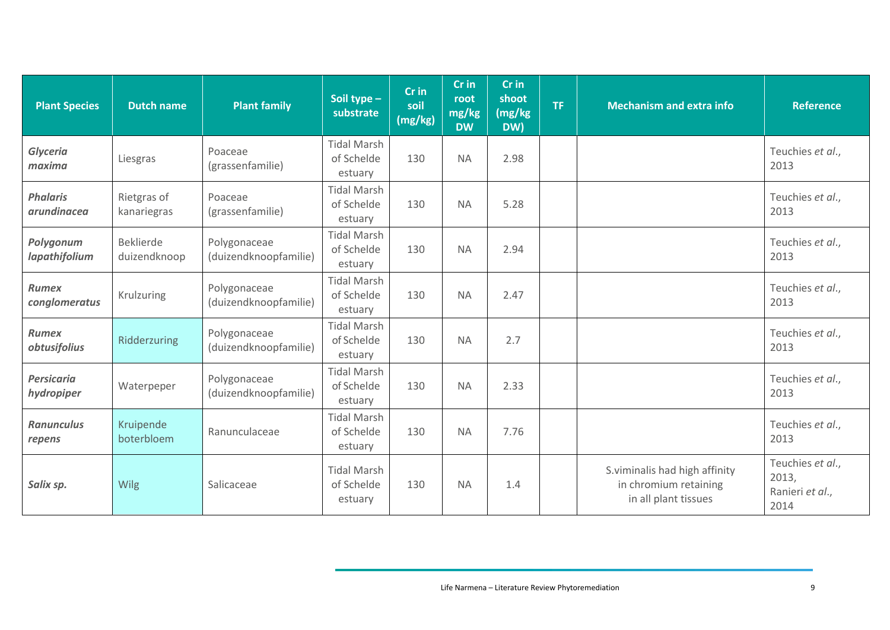| Plant Species | Dutch name | Plant family | Soil type – substrate | Cr in soil (mg/kg) | Cr in root mg/kg DW | Cr in shoot (mg/kg DW) | TF | Mechanism and extra info | Reference |
|---|---|---|---|---|---|---|---|---|---|
| ***Glyceria maxima*** | Liesgras | Poaceae (grassenfamilie) | Tidal Marsh of Schelde estuary | 130 | NA | 2.98 | | | Teuchies *et al.*, 2013 |
| ***Phalaris arundinacea*** | Rietgras of kanariegras | Poaceae (grassenfamilie) | Tidal Marsh of Schelde estuary | 130 | NA | 5.28 | | | Teuchies *et al.*, 2013 |
| ***Polygonum lapathifolium*** | Beklierde duizendknoop | Polygonaceae (duizendknoopfamilie) | Tidal Marsh of Schelde estuary | 130 | NA | 2.94 | | | Teuchies *et al.*, 2013 |
| ***Rumex conglomeratus*** | Krulzuring | Polygonaceae (duizendknoopfamilie) | Tidal Marsh of Schelde estuary | 130 | NA | 2.47 | | | Teuchies *et al.*, 2013 |
| ***Rumex obtusifolius*** | Ridderzuring | Polygonaceae (duizendknoopfamilie) | Tidal Marsh of Schelde estuary | 130 | NA | 2.7 | | | Teuchies *et al.*, 2013 |
| ***Persicaria hydropiper*** | Waterpeper | Polygonaceae (duizendknoopfamilie) | Tidal Marsh of Schelde estuary | 130 | NA | 2.33 | | | Teuchies *et al.*, 2013 |
| ***Ranunculus repens*** | Kruipende boterbloem | Ranunculaceae | Tidal Marsh of Schelde estuary | 130 | NA | 7.76 | | | Teuchies *et al.*, 2013 |
| ***Salix sp.*** | Wilg | Salicaceae | Tidal Marsh of Schelde estuary | 130 | NA | 1.4 | | S.viminalis had high affinity in chromium retaining in all plant tissues | Teuchies *et al.*, 2013, Ranieri *et al.*, 2014 |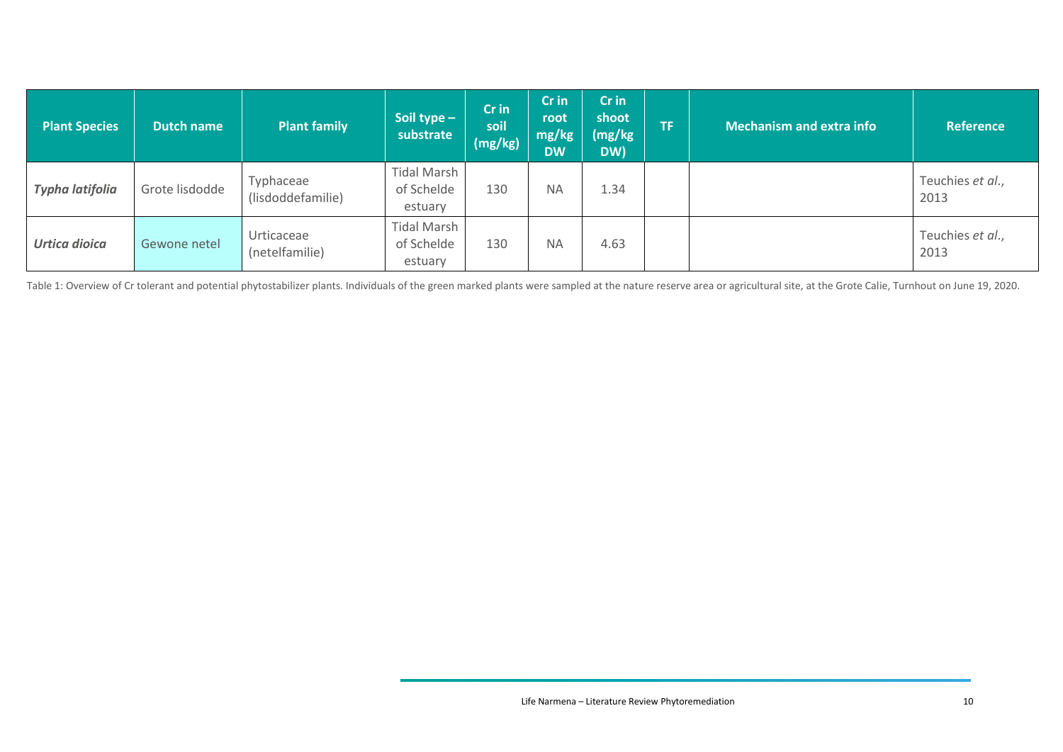| Plant Species | Dutch name | Plant family | Soil type – substrate | Cr in soil (mg/kg) | Cr in root mg/kg DW | Cr in shoot (mg/kg DW) | TF | Mechanism and extra info | Reference |
|---|---|---|---|---|---|---|---|---|---|
| ***Typha latifolia*** | Grote lisdodde | Typhaceae (lisdoddefamilie) | Tidal Marsh of Schelde estuary | 130 | NA | 1.34 | | | Teuchies *et al.*, 2013 |
| ***Urtica dioica*** | Gewone netel | Urticaceae (netelfamilie) | Tidal Marsh of Schelde estuary | 130 | NA | 4.63 | | | Teuchies *et al.*, 2013 |

Table 1: Overview of Cr tolerant and potential phytostabilizer plants. Individuals of the green marked plants were sampled at the nature reserve area or agricultural site, at the Grote Calie, Turnhout on June 19, 2020.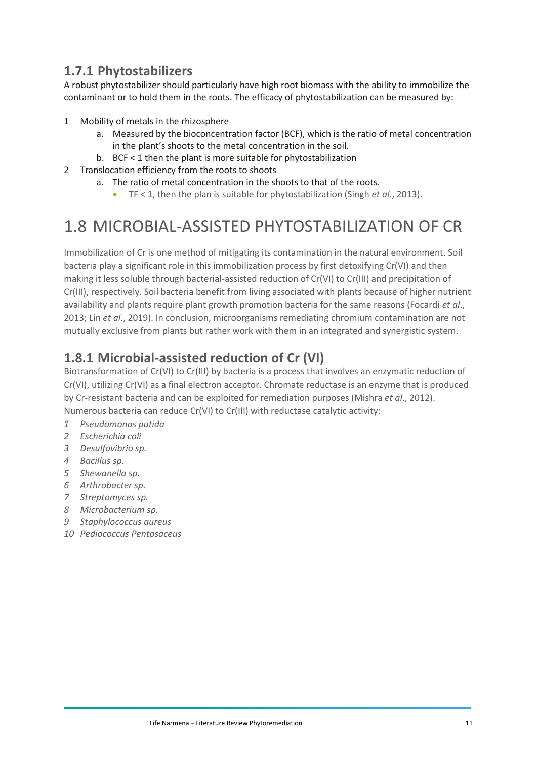### 1.7.1 Phytostabilizers

A robust phytostabilizer should particularly have high root biomass with the ability to immobilize the contaminant or to hold them in the roots. The efficacy of phytostabilization can be measured by:

1. Mobility of metals in the rhizosphere
    a. Measured by the bioconcentration factor (BCF), which is the ratio of metal concentration in the plant's shoots to the metal concentration in the soil.
    b. BCF < 1 then the plant is more suitable for phytostabilization
2. Translocation efficiency from the roots to shoots
    a. The ratio of metal concentration in the shoots to that of the roots.
        - TF < 1, then the plan is suitable for phytostabilization (Singh *et al*., 2013).

## 1.8 MICROBIAL-ASSISTED PHYTOSTABILIZATION OF CR

Immobilization of Cr is one method of mitigating its contamination in the natural environment. Soil bacteria play a significant role in this immobilization process by first detoxifying Cr(VI) and then making it less soluble through bacterial-assisted reduction of Cr(VI) to Cr(III) and precipitation of Cr(III), respectively. Soil bacteria benefit from living associated with plants because of higher nutrient availability and plants require plant growth promotion bacteria for the same reasons (Focardi *et al*., 2013; Lin *et al*., 2019). In conclusion, microorganisms remediating chromium contamination are not mutually exclusive from plants but rather work with them in an integrated and synergistic system.

### 1.8.1 Microbial-assisted reduction of Cr (VI)

Biotransformation of Cr(VI) to Cr(III) by bacteria is a process that involves an enzymatic reduction of Cr(VI), utilizing Cr(VI) as a final electron acceptor. Chromate reductase is an enzyme that is produced by Cr-resistant bacteria and can be exploited for remediation purposes (Mishra *et al*., 2012). Numerous bacteria can reduce Cr(VI) to Cr(III) with reductase catalytic activity:

1. *Pseudomonas putida*
2. *Escherichia coli*
3. *Desulfovibrio sp.*
4. *Bacillus sp.*
5. *Shewanella sp.*
6. *Arthrobacter sp.*
7. *Streptomyces sp.*
8. *Microbacterium sp.*
9. *Staphylococcus aureus*
10. *Pediococcus Pentosaceus*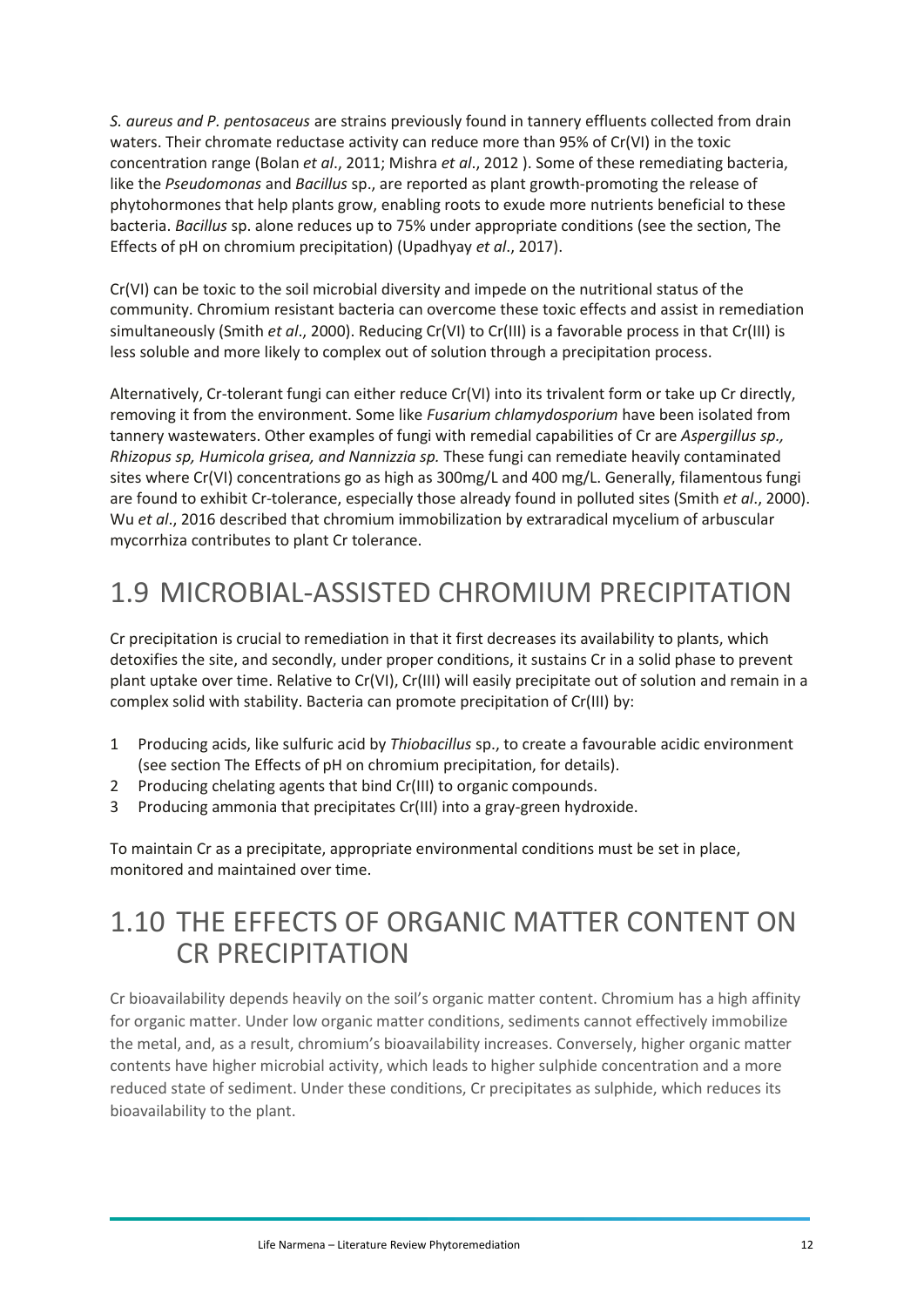*S. aureus and P. pentosaceus* are strains previously found in tannery effluents collected from drain waters. Their chromate reductase activity can reduce more than 95% of Cr(VI) in the toxic concentration range (Bolan *et al*., 2011; Mishra *et al*., 2012 ). Some of these remediating bacteria, like the *Pseudomonas* and *Bacillus* sp., are reported as plant growth-promoting the release of phytohormones that help plants grow, enabling roots to exude more nutrients beneficial to these bacteria. *Bacillus* sp. alone reduces up to 75% under appropriate conditions (see the section, The Effects of pH on chromium precipitation) (Upadhyay *et al*., 2017).

Cr(VI) can be toxic to the soil microbial diversity and impede on the nutritional status of the community. Chromium resistant bacteria can overcome these toxic effects and assist in remediation simultaneously (Smith *et al*., 2000). Reducing Cr(VI) to Cr(III) is a favorable process in that Cr(III) is less soluble and more likely to complex out of solution through a precipitation process.

Alternatively, Cr-tolerant fungi can either reduce Cr(VI) into its trivalent form or take up Cr directly, removing it from the environment. Some like *Fusarium chlamydosporium* have been isolated from tannery wastewaters. Other examples of fungi with remedial capabilities of Cr are *Aspergillus sp., Rhizopus sp, Humicola grisea, and Nannizzia sp.* These fungi can remediate heavily contaminated sites where Cr(VI) concentrations go as high as 300mg/L and 400 mg/L. Generally, filamentous fungi are found to exhibit Cr-tolerance, especially those already found in polluted sites (Smith *et al*., 2000). Wu *et al*., 2016 described that chromium immobilization by extraradical mycelium of arbuscular mycorrhiza contributes to plant Cr tolerance.

## 1.9 MICROBIAL-ASSISTED CHROMIUM PRECIPITATION

Cr precipitation is crucial to remediation in that it first decreases its availability to plants, which detoxifies the site, and secondly, under proper conditions, it sustains Cr in a solid phase to prevent plant uptake over time. Relative to Cr(VI), Cr(III) will easily precipitate out of solution and remain in a complex solid with stability. Bacteria can promote precipitation of Cr(III) by:

1. Producing acids, like sulfuric acid by *Thiobacillus* sp., to create a favourable acidic environment (see section The Effects of pH on chromium precipitation, for details).
2. Producing chelating agents that bind Cr(III) to organic compounds.
3. Producing ammonia that precipitates Cr(III) into a gray-green hydroxide.

To maintain Cr as a precipitate, appropriate environmental conditions must be set in place, monitored and maintained over time.

## 1.10 THE EFFECTS OF ORGANIC MATTER CONTENT ON CR PRECIPITATION

Cr bioavailability depends heavily on the soil's organic matter content. Chromium has a high affinity for organic matter. Under low organic matter conditions, sediments cannot effectively immobilize the metal, and, as a result, chromium's bioavailability increases. Conversely, higher organic matter contents have higher microbial activity, which leads to higher sulphide concentration and a more reduced state of sediment. Under these conditions, Cr precipitates as sulphide, which reduces its bioavailability to the plant.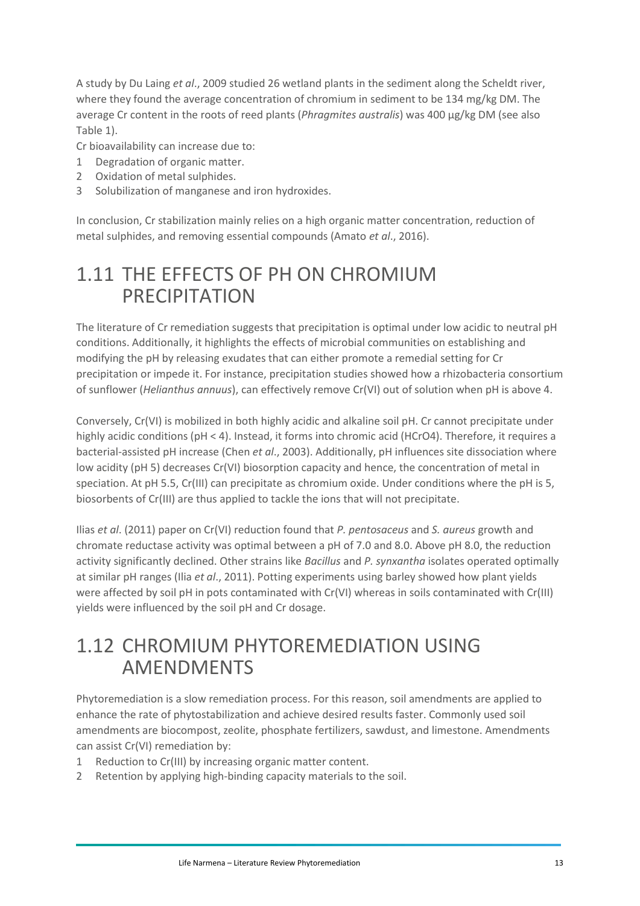A study by Du Laing *et al*., 2009 studied 26 wetland plants in the sediment along the Scheldt river, where they found the average concentration of chromium in sediment to be 134 mg/kg DM. The average Cr content in the roots of reed plants (*Phragmites australis*) was 400 µg/kg DM (see also Table 1).

Cr bioavailability can increase due to:

1. Degradation of organic matter.
2. Oxidation of metal sulphides.
3. Solubilization of manganese and iron hydroxides.

In conclusion, Cr stabilization mainly relies on a high organic matter concentration, reduction of metal sulphides, and removing essential compounds (Amato *et al*., 2016).

## 1.11 THE EFFECTS OF PH ON CHROMIUM PRECIPITATION

The literature of Cr remediation suggests that precipitation is optimal under low acidic to neutral pH conditions. Additionally, it highlights the effects of microbial communities on establishing and modifying the pH by releasing exudates that can either promote a remedial setting for Cr precipitation or impede it. For instance, precipitation studies showed how a rhizobacteria consortium of sunflower (*Helianthus annuus*), can effectively remove Cr(VI) out of solution when pH is above 4.

Conversely, Cr(VI) is mobilized in both highly acidic and alkaline soil pH. Cr cannot precipitate under highly acidic conditions (pH < 4). Instead, it forms into chromic acid ($HCrO4$). Therefore, it requires a bacterial-assisted pH increase (Chen *et al*., 2003). Additionally, pH influences site dissociation where low acidity (pH 5) decreases Cr(VI) biosorption capacity and hence, the concentration of metal in speciation. At pH 5.5, Cr(III) can precipitate as chromium oxide. Under conditions where the pH is 5, biosorbents of Cr(III) are thus applied to tackle the ions that will not precipitate.

Ilias *et al*. (2011) paper on Cr(VI) reduction found that *P. pentosaceus* and *S. aureus* growth and chromate reductase activity was optimal between a pH of 7.0 and 8.0. Above pH 8.0, the reduction activity significantly declined. Other strains like *Bacillus* and *P. synxantha* isolates operated optimally at similar pH ranges (Ilia *et al*., 2011). Potting experiments using barley showed how plant yields were affected by soil pH in pots contaminated with Cr(VI) whereas in soils contaminated with Cr(III) yields were influenced by the soil pH and Cr dosage.

## 1.12 CHROMIUM PHYTOREMEDIATION USING AMENDMENTS

Phytoremediation is a slow remediation process. For this reason, soil amendments are applied to enhance the rate of phytostabilization and achieve desired results faster. Commonly used soil amendments are biocompost, zeolite, phosphate fertilizers, sawdust, and limestone. Amendments can assist Cr(VI) remediation by:

1. Reduction to Cr(III) by increasing organic matter content.
2. Retention by applying high-binding capacity materials to the soil.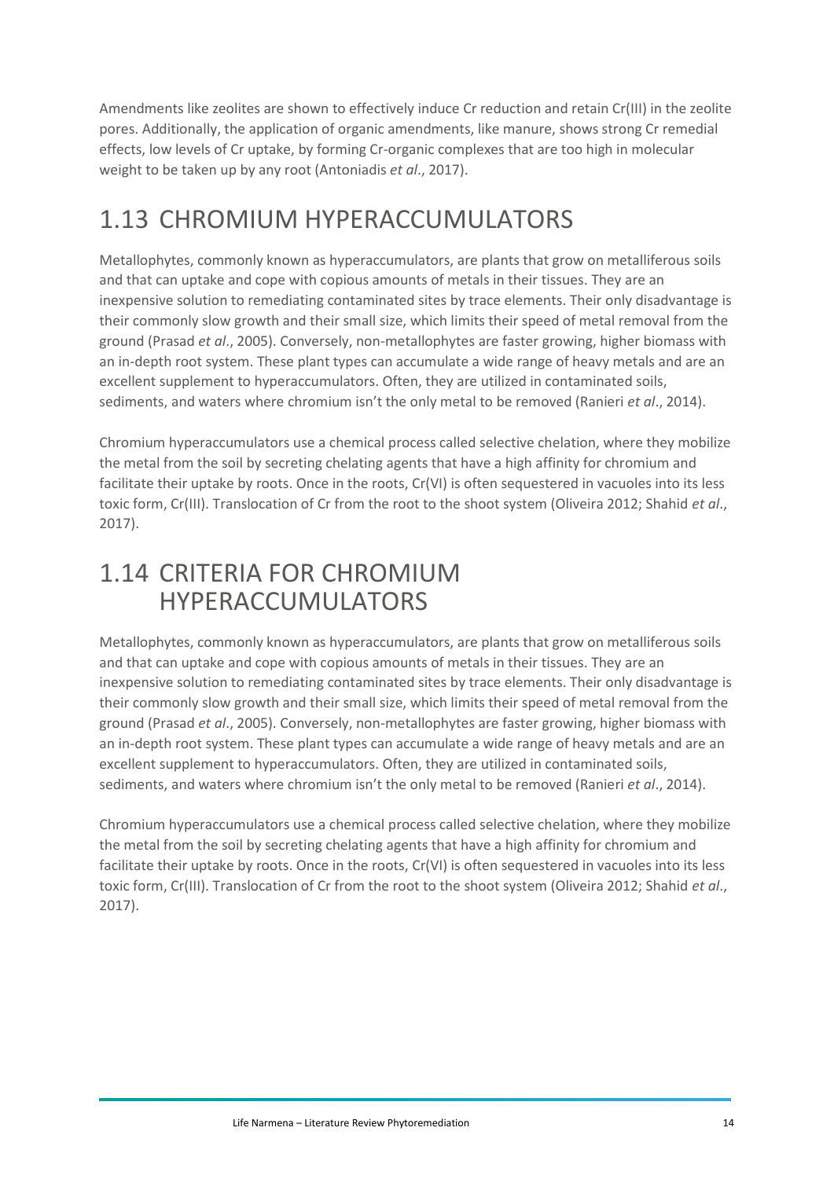Amendments like zeolites are shown to effectively induce Cr reduction and retain Cr(III) in the zeolite pores. Additionally, the application of organic amendments, like manure, shows strong Cr remedial effects, low levels of Cr uptake, by forming Cr-organic complexes that are too high in molecular weight to be taken up by any root (Antoniadis *et al*., 2017).

## 1.13 CHROMIUM HYPERACCUMULATORS

Metallophytes, commonly known as hyperaccumulators, are plants that grow on metalliferous soils and that can uptake and cope with copious amounts of metals in their tissues. They are an inexpensive solution to remediating contaminated sites by trace elements. Their only disadvantage is their commonly slow growth and their small size, which limits their speed of metal removal from the ground (Prasad *et al*., 2005). Conversely, non-metallophytes are faster growing, higher biomass with an in-depth root system. These plant types can accumulate a wide range of heavy metals and are an excellent supplement to hyperaccumulators. Often, they are utilized in contaminated soils, sediments, and waters where chromium isn't the only metal to be removed (Ranieri *et al*., 2014).

Chromium hyperaccumulators use a chemical process called selective chelation, where they mobilize the metal from the soil by secreting chelating agents that have a high affinity for chromium and facilitate their uptake by roots. Once in the roots, Cr(VI) is often sequestered in vacuoles into its less toxic form, Cr(III). Translocation of Cr from the root to the shoot system (Oliveira 2012; Shahid *et al*., 2017).

## 1.14 CRITERIA FOR CHROMIUM HYPERACCUMULATORS

Metallophytes, commonly known as hyperaccumulators, are plants that grow on metalliferous soils and that can uptake and cope with copious amounts of metals in their tissues. They are an inexpensive solution to remediating contaminated sites by trace elements. Their only disadvantage is their commonly slow growth and their small size, which limits their speed of metal removal from the ground (Prasad *et al*., 2005). Conversely, non-metallophytes are faster growing, higher biomass with an in-depth root system. These plant types can accumulate a wide range of heavy metals and are an excellent supplement to hyperaccumulators. Often, they are utilized in contaminated soils, sediments, and waters where chromium isn't the only metal to be removed (Ranieri *et al*., 2014).

Chromium hyperaccumulators use a chemical process called selective chelation, where they mobilize the metal from the soil by secreting chelating agents that have a high affinity for chromium and facilitate their uptake by roots. Once in the roots, Cr(VI) is often sequestered in vacuoles into its less toxic form, Cr(III). Translocation of Cr from the root to the shoot system (Oliveira 2012; Shahid *et al*., 2017).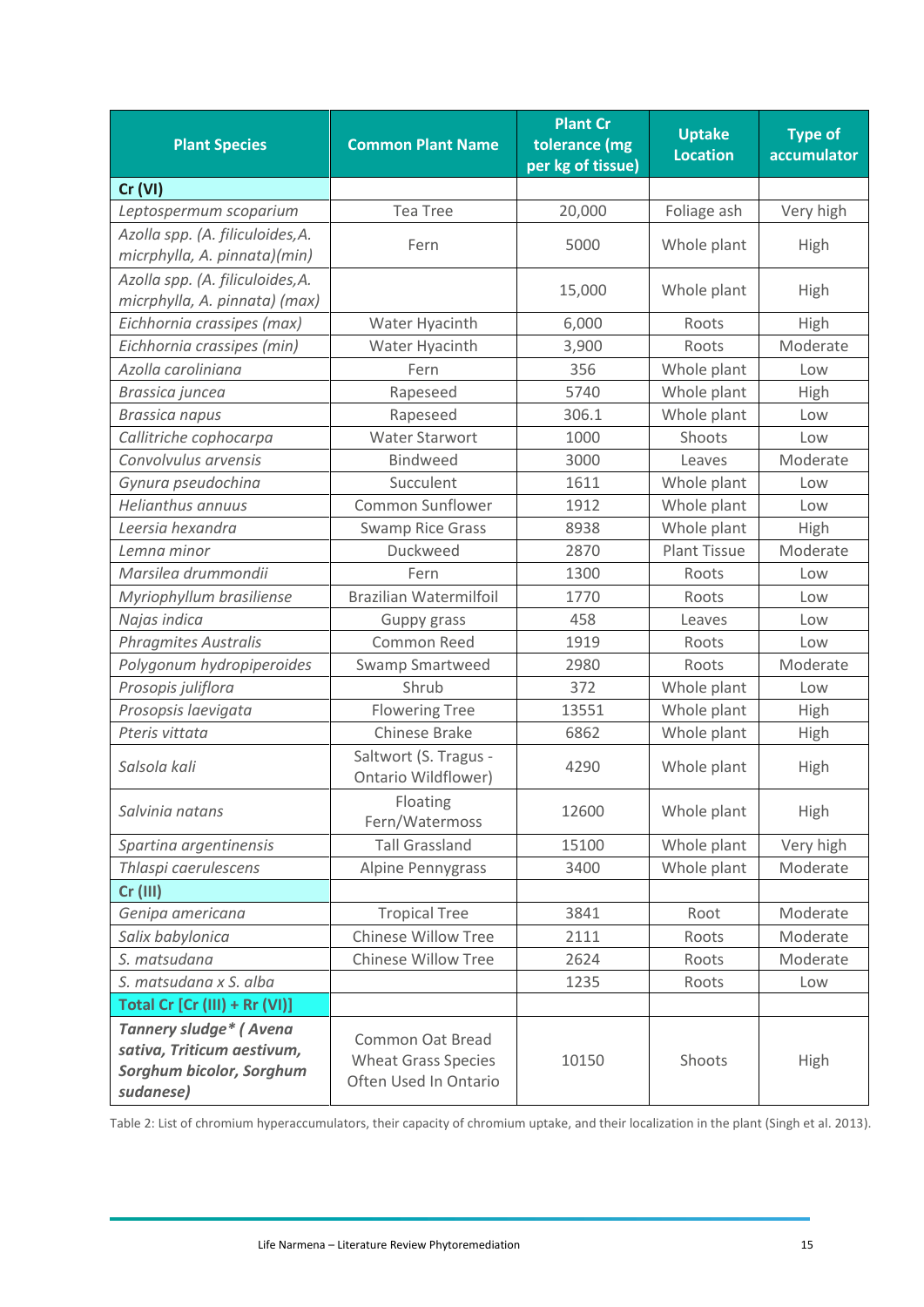| Plant Species | Common Plant Name | Plant Cr tolerance (mg per kg of tissue) | Uptake Location | Type of accumulator |
|---|---|---|---|---|
| **Cr (VI)** | | | | |
| *Leptospermum scoparium* | Tea Tree | 20,000 | Foliage ash | Very high |
| *Azolla spp. (A. filiculoides,A. micrphylla, A. pinnata)(min)* | Fern | 5000 | Whole plant | High |
| *Azolla spp. (A. filiculoides,A. micrphylla, A. pinnata) (max)* | | 15,000 | Whole plant | High |
| *Eichhornia crassipes (max)* | Water Hyacinth | 6,000 | Roots | High |
| *Eichhornia crassipes (min)* | Water Hyacinth | 3,900 | Roots | Moderate |
| *Azolla caroliniana* | Fern | 356 | Whole plant | Low |
| *Brassica juncea* | Rapeseed | 5740 | Whole plant | High |
| *Brassica napus* | Rapeseed | 306.1 | Whole plant | Low |
| *Callitriche cophocarpa* | Water Starwort | 1000 | Shoots | Low |
| *Convolvulus arvensis* | Bindweed | 3000 | Leaves | Moderate |
| *Gynura pseudochina* | Succulent | 1611 | Whole plant | Low |
| *Helianthus annuus* | Common Sunflower | 1912 | Whole plant | Low |
| *Leersia hexandra* | Swamp Rice Grass | 8938 | Whole plant | High |
| *Lemna minor* | Duckweed | 2870 | Plant Tissue | Moderate |
| *Marsilea drummondii* | Fern | 1300 | Roots | Low |
| *Myriophyllum brasiliense* | Brazilian Watermilfoil | 1770 | Roots | Low |
| *Najas indica* | Guppy grass | 458 | Leaves | Low |
| *Phragmites Australis* | Common Reed | 1919 | Roots | Low |
| *Polygonum hydropiperoides* | Swamp Smartweed | 2980 | Roots | Moderate |
| *Prosopis juliflora* | Shrub | 372 | Whole plant | Low |
| *Prosopsis laevigata* | Flowering Tree | 13551 | Whole plant | High |
| *Pteris vittata* | Chinese Brake | 6862 | Whole plant | High |
| *Salsola kali* | Saltwort (S. Tragus - Ontario Wildflower) | 4290 | Whole plant | High |
| *Salvinia natans* | Floating Fern/Watermoss | 12600 | Whole plant | High |
| *Spartina argentinensis* | Tall Grassland | 15100 | Whole plant | Very high |
| *Thlaspi caerulescens* | Alpine Pennygrass | 3400 | Whole plant | Moderate |
| **Cr (III)** | | | | |
| *Genipa americana* | Tropical Tree | 3841 | Root | Moderate |
| *Salix babylonica* | Chinese Willow Tree | 2111 | Roots | Moderate |
| *S. matsudana* | Chinese Willow Tree | 2624 | Roots | Moderate |
| *S. matsudana x S. alba* | | 1235 | Roots | Low |
| **Total Cr [Cr (III) + Rr (VI)]** | | | | |
| ***Tannery sludge* ( Avena sativa, Triticum aestivum, Sorghum bicolor, Sorghum sudanese)*** | Common Oat Bread Wheat Grass Species Often Used In Ontario | 10150 | Shoots | High |

Table 2: List of chromium hyperaccumulators, their capacity of chromium uptake, and their localization in the plant (Singh et al. 2013).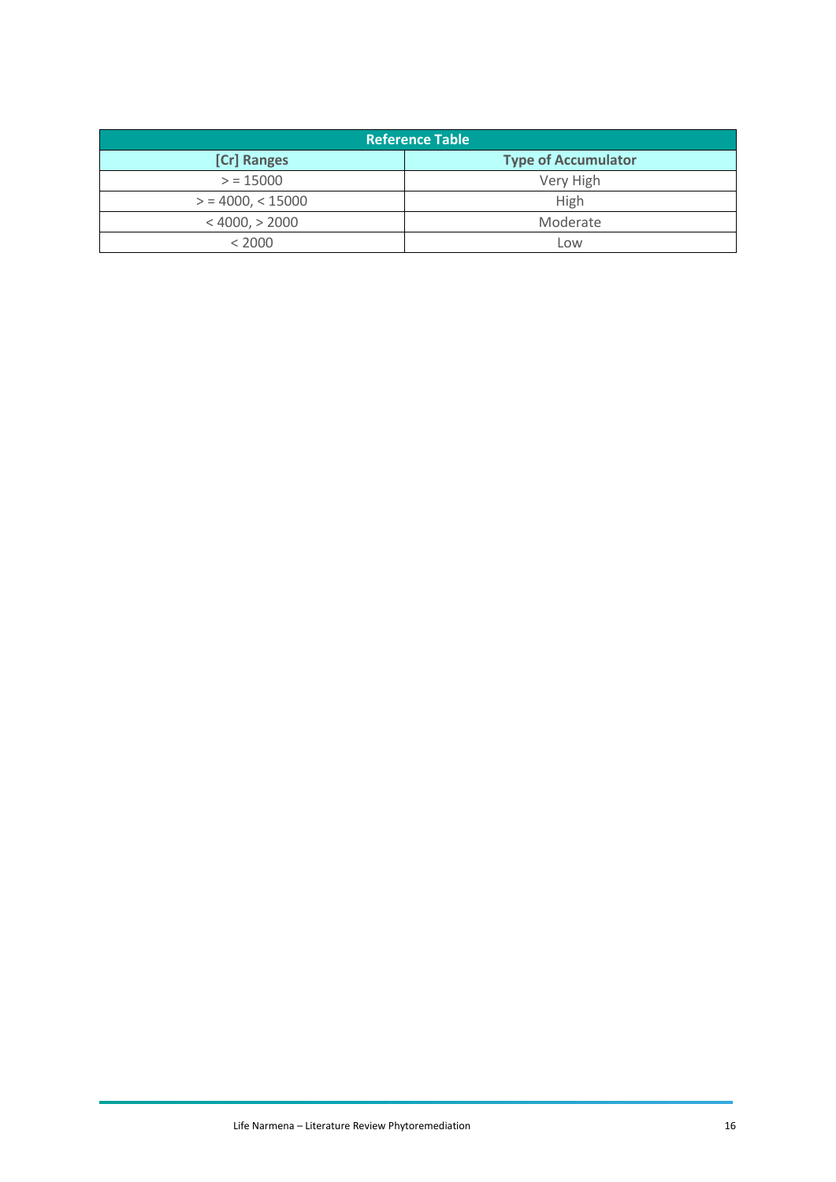| Reference Table | |
|---|---|
| **[Cr] Ranges** | **Type of Accumulator** |
| > = 15000 | Very High |
| > = 4000, < 15000 | High |
| < 4000, > 2000 | Moderate |
| < 2000 | Low |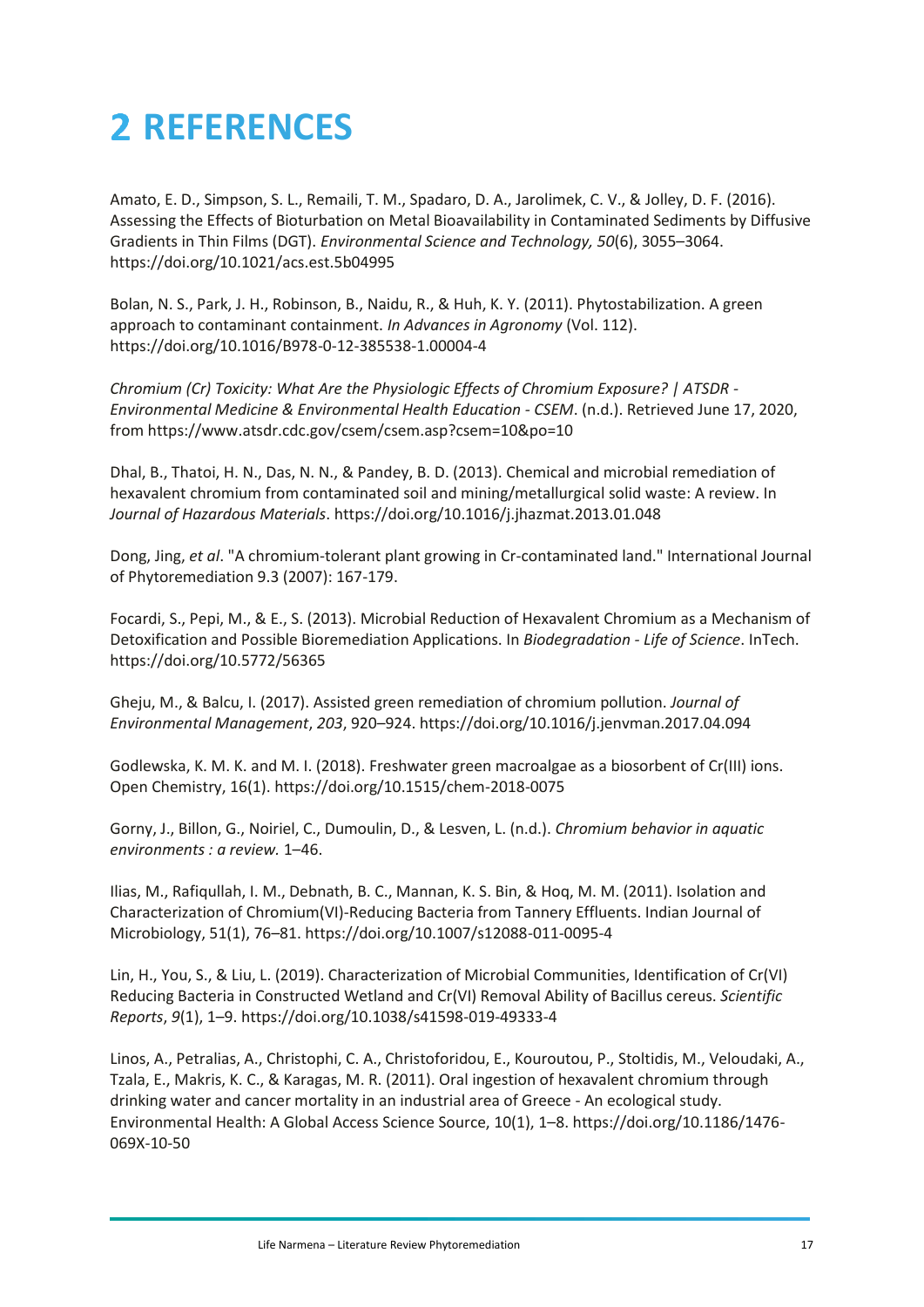# 2 REFERENCES

Amato, E. D., Simpson, S. L., Remaili, T. M., Spadaro, D. A., Jarolimek, C. V., & Jolley, D. F. (2016). Assessing the Effects of Bioturbation on Metal Bioavailability in Contaminated Sediments by Diffusive Gradients in Thin Films (DGT). *Environmental Science and Technology, 50*(6), 3055–3064. https://doi.org/10.1021/acs.est.5b04995

Bolan, N. S., Park, J. H., Robinson, B., Naidu, R., & Huh, K. Y. (2011). Phytostabilization. A green approach to contaminant containment. *In Advances in Agronomy* (Vol. 112). https://doi.org/10.1016/B978-0-12-385538-1.00004-4

*Chromium (Cr) Toxicity: What Are the Physiologic Effects of Chromium Exposure? | ATSDR - Environmental Medicine & Environmental Health Education - CSEM*. (n.d.). Retrieved June 17, 2020, from https://www.atsdr.cdc.gov/csem/csem.asp?csem=10&po=10

Dhal, B., Thatoi, H. N., Das, N. N., & Pandey, B. D. (2013). Chemical and microbial remediation of hexavalent chromium from contaminated soil and mining/metallurgical solid waste: A review. In *Journal of Hazardous Materials*. https://doi.org/10.1016/j.jhazmat.2013.01.048

Dong, Jing, *et al*. "A chromium-tolerant plant growing in Cr-contaminated land." International Journal of Phytoremediation 9.3 (2007): 167-179.

Focardi, S., Pepi, M., & E., S. (2013). Microbial Reduction of Hexavalent Chromium as a Mechanism of Detoxification and Possible Bioremediation Applications. In *Biodegradation - Life of Science*. InTech. https://doi.org/10.5772/56365

Gheju, M., & Balcu, I. (2017). Assisted green remediation of chromium pollution. *Journal of Environmental Management*, *203*, 920–924. https://doi.org/10.1016/j.jenvman.2017.04.094

Godlewska, K. M. K. and M. I. (2018). Freshwater green macroalgae as a biosorbent of Cr(III) ions. Open Chemistry, 16(1). https://doi.org/10.1515/chem-2018-0075

Gorny, J., Billon, G., Noiriel, C., Dumoulin, D., & Lesven, L. (n.d.). *Chromium behavior in aquatic environments : a review.* 1–46.

Ilias, M., Rafiqullah, I. M., Debnath, B. C., Mannan, K. S. Bin, & Hoq, M. M. (2011). Isolation and Characterization of Chromium(VI)-Reducing Bacteria from Tannery Effluents. Indian Journal of Microbiology, 51(1), 76–81. https://doi.org/10.1007/s12088-011-0095-4

Lin, H., You, S., & Liu, L. (2019). Characterization of Microbial Communities, Identification of Cr(VI) Reducing Bacteria in Constructed Wetland and Cr(VI) Removal Ability of Bacillus cereus. *Scientific Reports*, *9*(1), 1–9. https://doi.org/10.1038/s41598-019-49333-4

Linos, A., Petralias, A., Christophi, C. A., Christoforidou, E., Kouroutou, P., Stoltidis, M., Veloudaki, A., Tzala, E., Makris, K. C., & Karagas, M. R. (2011). Oral ingestion of hexavalent chromium through drinking water and cancer mortality in an industrial area of Greece - An ecological study. Environmental Health: A Global Access Science Source, 10(1), 1–8. https://doi.org/10.1186/1476-069X-10-50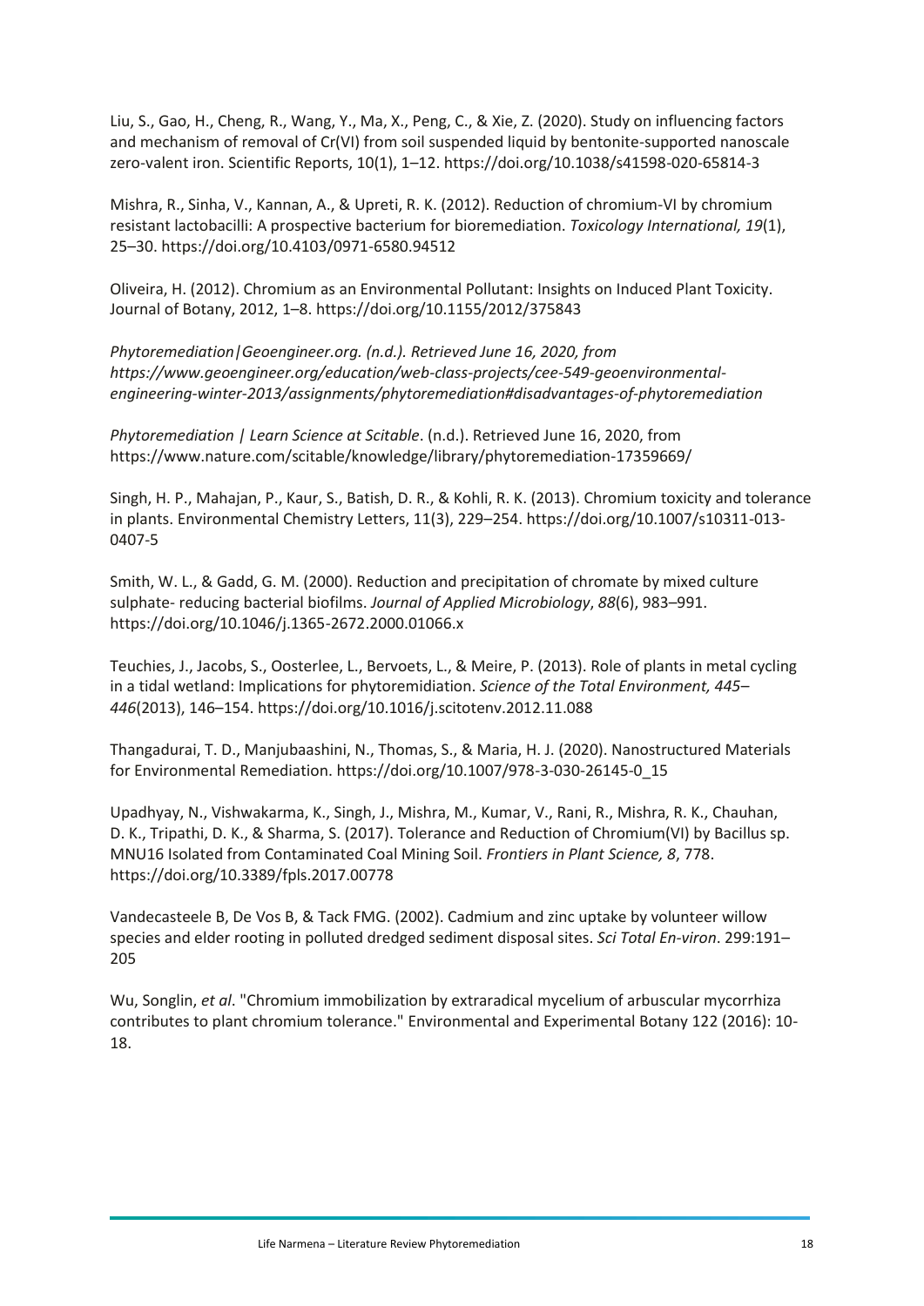Liu, S., Gao, H., Cheng, R., Wang, Y., Ma, X., Peng, C., & Xie, Z. (2020). Study on influencing factors and mechanism of removal of Cr(VI) from soil suspended liquid by bentonite-supported nanoscale zero-valent iron. Scientific Reports, 10(1), 1–12. https://doi.org/10.1038/s41598-020-65814-3

Mishra, R., Sinha, V., Kannan, A., & Upreti, R. K. (2012). Reduction of chromium-VI by chromium resistant lactobacilli: A prospective bacterium for bioremediation. *Toxicology International, 19*(1), 25–30. https://doi.org/10.4103/0971-6580.94512

Oliveira, H. (2012). Chromium as an Environmental Pollutant: Insights on Induced Plant Toxicity. Journal of Botany, 2012, 1–8. https://doi.org/10.1155/2012/375843

*Phytoremediation|Geoengineer.org. (n.d.). Retrieved June 16, 2020, from https://www.geoengineer.org/education/web-class-projects/cee-549-geoenvironmental-engineering-winter-2013/assignments/phytoremediation#disadvantages-of-phytoremediation*

*Phytoremediation | Learn Science at Scitable*. (n.d.). Retrieved June 16, 2020, from https://www.nature.com/scitable/knowledge/library/phytoremediation-17359669/

Singh, H. P., Mahajan, P., Kaur, S., Batish, D. R., & Kohli, R. K. (2013). Chromium toxicity and tolerance in plants. Environmental Chemistry Letters, 11(3), 229–254. https://doi.org/10.1007/s10311-013-0407-5

Smith, W. L., & Gadd, G. M. (2000). Reduction and precipitation of chromate by mixed culture sulphate- reducing bacterial biofilms. *Journal of Applied Microbiology*, *88*(6), 983–991. https://doi.org/10.1046/j.1365-2672.2000.01066.x

Teuchies, J., Jacobs, S., Oosterlee, L., Bervoets, L., & Meire, P. (2013). Role of plants in metal cycling in a tidal wetland: Implications for phytoremidiation. *Science of the Total Environment, 445–446*(2013), 146–154. https://doi.org/10.1016/j.scitotenv.2012.11.088

Thangadurai, T. D., Manjubaashini, N., Thomas, S., & Maria, H. J. (2020). Nanostructured Materials for Environmental Remediation. https://doi.org/10.1007/978-3-030-26145-0_15

Upadhyay, N., Vishwakarma, K., Singh, J., Mishra, M., Kumar, V., Rani, R., Mishra, R. K., Chauhan, D. K., Tripathi, D. K., & Sharma, S. (2017). Tolerance and Reduction of Chromium(VI) by Bacillus sp. MNU16 Isolated from Contaminated Coal Mining Soil. *Frontiers in Plant Science, 8*, 778. https://doi.org/10.3389/fpls.2017.00778

Vandecasteele B, De Vos B, & Tack FMG. (2002). Cadmium and zinc uptake by volunteer willow species and elder rooting in polluted dredged sediment disposal sites. *Sci Total En-viron*. 299:191–205

Wu, Songlin, *et al*. "Chromium immobilization by extraradical mycelium of arbuscular mycorrhiza contributes to plant chromium tolerance." Environmental and Experimental Botany 122 (2016): 10-18.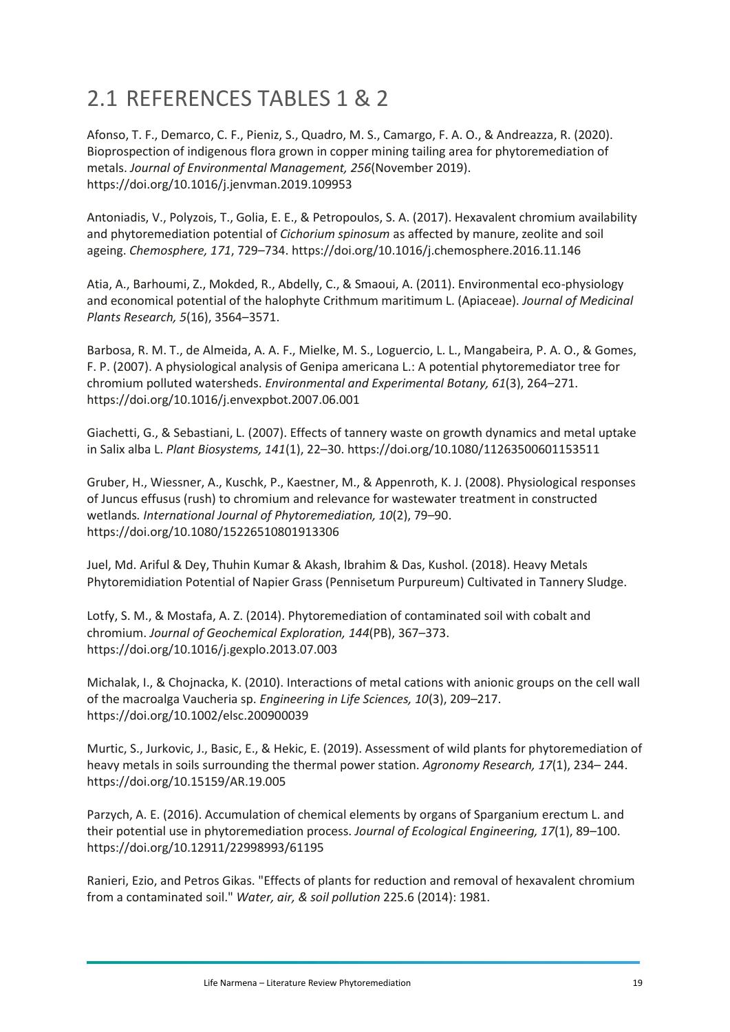## 2.1 REFERENCES TABLES 1 & 2

Afonso, T. F., Demarco, C. F., Pieniz, S., Quadro, M. S., Camargo, F. A. O., & Andreazza, R. (2020). Bioprospection of indigenous flora grown in copper mining tailing area for phytoremediation of metals. *Journal of Environmental Management, 256*(November 2019). https://doi.org/10.1016/j.jenvman.2019.109953

Antoniadis, V., Polyzois, T., Golia, E. E., & Petropoulos, S. A. (2017). Hexavalent chromium availability and phytoremediation potential of *Cichorium spinosum* as affected by manure, zeolite and soil ageing. *Chemosphere, 171*, 729–734. https://doi.org/10.1016/j.chemosphere.2016.11.146

Atia, A., Barhoumi, Z., Mokded, R., Abdelly, C., & Smaoui, A. (2011). Environmental eco-physiology and economical potential of the halophyte Crithmum maritimum L. (Apiaceae). *Journal of Medicinal Plants Research, 5*(16), 3564–3571.

Barbosa, R. M. T., de Almeida, A. A. F., Mielke, M. S., Loguercio, L. L., Mangabeira, P. A. O., & Gomes, F. P. (2007). A physiological analysis of Genipa americana L.: A potential phytoremediator tree for chromium polluted watersheds. *Environmental and Experimental Botany, 61*(3), 264–271. https://doi.org/10.1016/j.envexpbot.2007.06.001

Giachetti, G., & Sebastiani, L. (2007). Effects of tannery waste on growth dynamics and metal uptake in Salix alba L. *Plant Biosystems, 141*(1), 22–30. https://doi.org/10.1080/11263500601153511

Gruber, H., Wiessner, A., Kuschk, P., Kaestner, M., & Appenroth, K. J. (2008). Physiological responses of Juncus effusus (rush) to chromium and relevance for wastewater treatment in constructed wetlands. *International Journal of Phytoremediation, 10*(2), 79–90. https://doi.org/10.1080/15226510801913306

Juel, Md. Ariful & Dey, Thuhin Kumar & Akash, Ibrahim & Das, Kushol. (2018). Heavy Metals Phytoremidiation Potential of Napier Grass (Pennisetum Purpureum) Cultivated in Tannery Sludge.

Lotfy, S. M., & Mostafa, A. Z. (2014). Phytoremediation of contaminated soil with cobalt and chromium. *Journal of Geochemical Exploration, 144*(PB), 367–373. https://doi.org/10.1016/j.gexplo.2013.07.003

Michalak, I., & Chojnacka, K. (2010). Interactions of metal cations with anionic groups on the cell wall of the macroalga Vaucheria sp. *Engineering in Life Sciences, 10*(3), 209–217. https://doi.org/10.1002/elsc.200900039

Murtic, S., Jurkovic, J., Basic, E., & Hekic, E. (2019). Assessment of wild plants for phytoremediation of heavy metals in soils surrounding the thermal power station. *Agronomy Research, 17*(1), 234– 244. https://doi.org/10.15159/AR.19.005

Parzych, A. E. (2016). Accumulation of chemical elements by organs of Sparganium erectum L. and their potential use in phytoremediation process. *Journal of Ecological Engineering, 17*(1), 89–100. https://doi.org/10.12911/22998993/61195

Ranieri, Ezio, and Petros Gikas. "Effects of plants for reduction and removal of hexavalent chromium from a contaminated soil." *Water, air, & soil pollution* 225.6 (2014): 1981.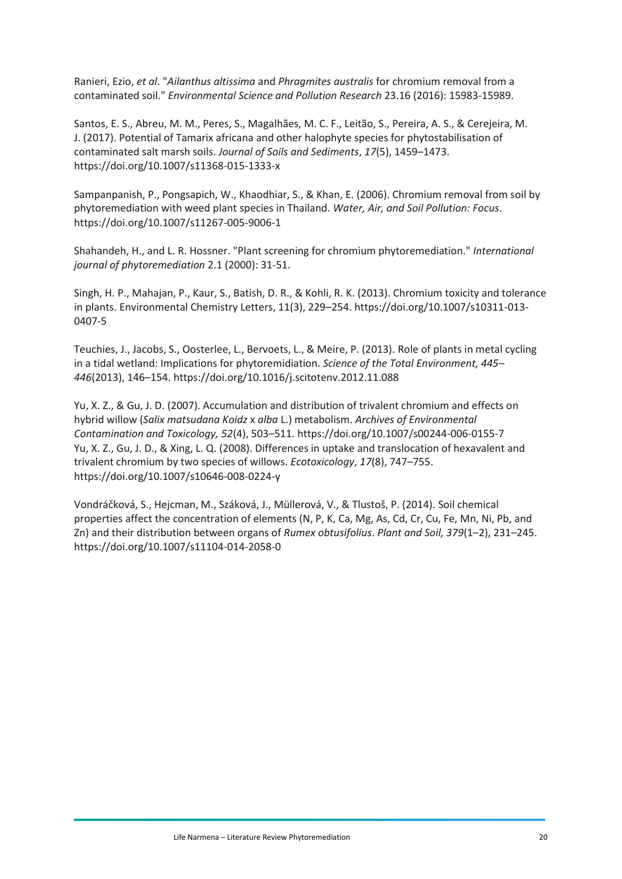Ranieri, Ezio, *et al*. "*Ailanthus altissima* and *Phragmites australis* for chromium removal from a contaminated soil." *Environmental Science and Pollution Research* 23.16 (2016): 15983-15989.

Santos, E. S., Abreu, M. M., Peres, S., Magalhães, M. C. F., Leitão, S., Pereira, A. S., & Cerejeira, M. J. (2017). Potential of Tamarix africana and other halophyte species for phytostabilisation of contaminated salt marsh soils. *Journal of Soils and Sediments*, *17*(5), 1459–1473. https://doi.org/10.1007/s11368-015-1333-x

Sampanpanish, P., Pongsapich, W., Khaodhiar, S., & Khan, E. (2006). Chromium removal from soil by phytoremediation with weed plant species in Thailand. *Water, Air, and Soil Pollution: Focus*. https://doi.org/10.1007/s11267-005-9006-1

Shahandeh, H., and L. R. Hossner. "Plant screening for chromium phytoremediation." *International journal of phytoremediation* 2.1 (2000): 31-51.

Singh, H. P., Mahajan, P., Kaur, S., Batish, D. R., & Kohli, R. K. (2013). Chromium toxicity and tolerance in plants. Environmental Chemistry Letters, 11(3), 229–254. https://doi.org/10.1007/s10311-013-0407-5

Teuchies, J., Jacobs, S., Oosterlee, L., Bervoets, L., & Meire, P. (2013). Role of plants in metal cycling in a tidal wetland: Implications for phytoremidiation. *Science of the Total Environment, 445–446*(2013), 146–154. https://doi.org/10.1016/j.scitotenv.2012.11.088

Yu, X. Z., & Gu, J. D. (2007). Accumulation and distribution of trivalent chromium and effects on hybrid willow (*Salix matsudana Koidz* x *alba* L.) metabolism. *Archives of Environmental Contamination and Toxicology, 52*(4), 503–511. https://doi.org/10.1007/s00244-006-0155-7

Yu, X. Z., Gu, J. D., & Xing, L. Q. (2008). Differences in uptake and translocation of hexavalent and trivalent chromium by two species of willows. *Ecotoxicology*, *17*(8), 747–755. https://doi.org/10.1007/s10646-008-0224-y

Vondráčková, S., Hejcman, M., Száková, J., Müllerová, V., & Tlustoš, P. (2014). Soil chemical properties affect the concentration of elements (N, P, K, Ca, Mg, As, Cd, Cr, Cu, Fe, Mn, Ni, Pb, and Zn) and their distribution between organs of *Rumex obtusifolius*. *Plant and Soil, 379*(1–2), 231–245. https://doi.org/10.1007/s11104-014-2058-0